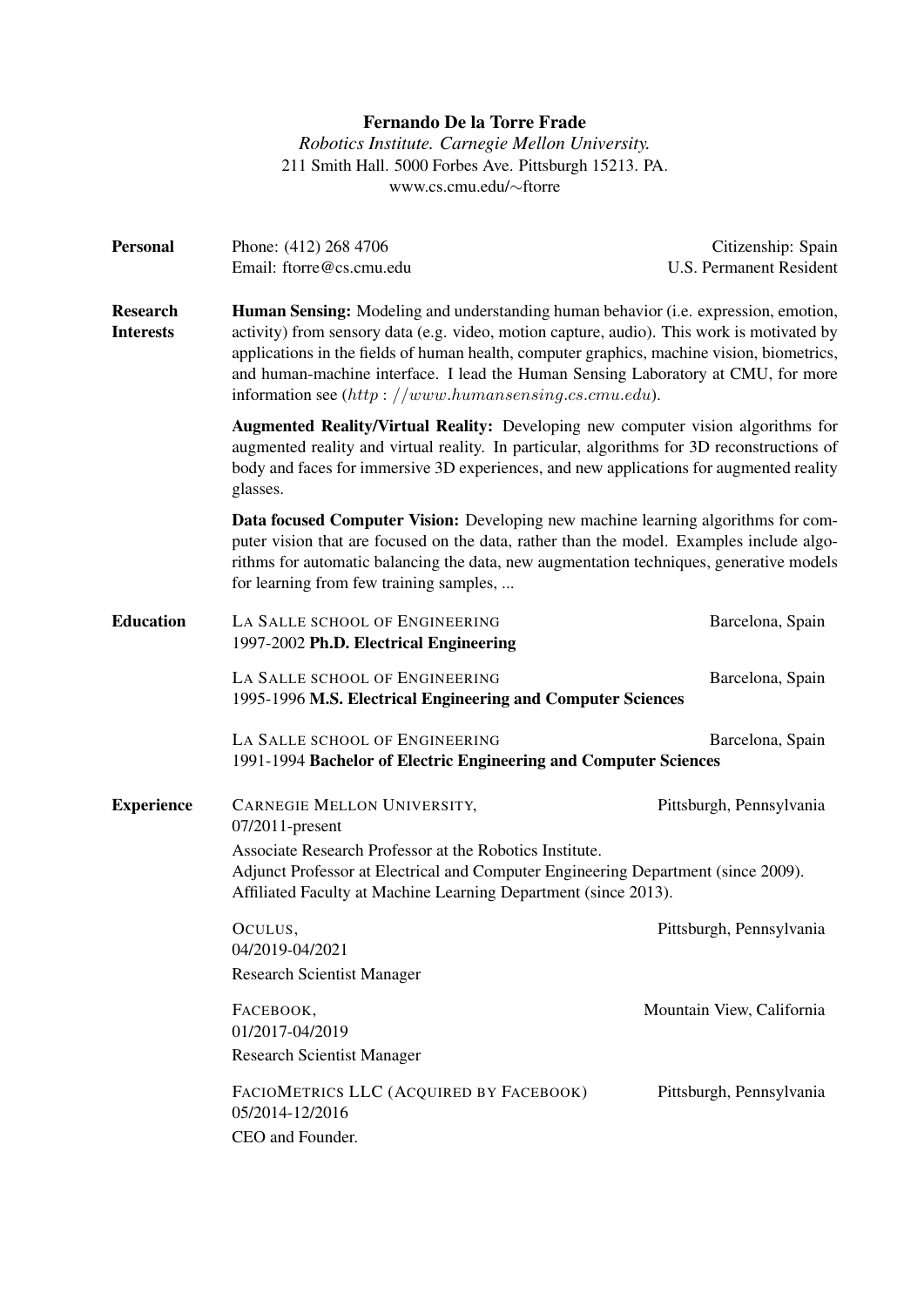# Fernando De la Torre Frade

*Robotics Institute. Carnegie Mellon University.*
211 Smith Hall. 5000 Forbes Ave. Pittsburgh 15213. PA.
www.cs.cmu.edu/∼ftorre

## Personal

Phone: (412) 268 4706 — Citizenship: Spain
Email: ftorre@cs.cmu.edu — U.S. Permanent Resident

## Research Interests

**Human Sensing:** Modeling and understanding human behavior (i.e. expression, emotion, activity) from sensory data (e.g. video, motion capture, audio). This work is motivated by applications in the fields of human health, computer graphics, machine vision, biometrics, and human-machine interface. I lead the Human Sensing Laboratory at CMU, for more information see (http://www.humansensing.cs.cmu.edu).

**Augmented Reality/Virtual Reality:** Developing new computer vision algorithms for augmented reality and virtual reality. In particular, algorithms for 3D reconstructions of body and faces for immersive 3D experiences, and new applications for augmented reality glasses.

**Data focused Computer Vision:** Developing new machine learning algorithms for computer vision that are focused on the data, rather than the model. Examples include algorithms for automatic balancing the data, new augmentation techniques, generative models for learning from few training samples, ...

## Education

La Salle school of Engineering — Barcelona, Spain
1997-2002 **Ph.D. Electrical Engineering**

La Salle school of Engineering — Barcelona, Spain
1995-1996 **M.S. Electrical Engineering and Computer Sciences**

La Salle school of Engineering — Barcelona, Spain
1991-1994 **Bachelor of Electric Engineering and Computer Sciences**

## Experience

Carnegie Mellon University, — Pittsburgh, Pennsylvania
07/2011-present
Associate Research Professor at the Robotics Institute.
Adjunct Professor at Electrical and Computer Engineering Department (since 2009).
Affiliated Faculty at Machine Learning Department (since 2013).

Oculus, — Pittsburgh, Pennsylvania
04/2019-04/2021
Research Scientist Manager

Facebook, — Mountain View, California
01/2017-04/2019
Research Scientist Manager

FacioMetrics LLC (acquired by Facebook) — Pittsburgh, Pennsylvania
05/2014-12/2016
CEO and Founder.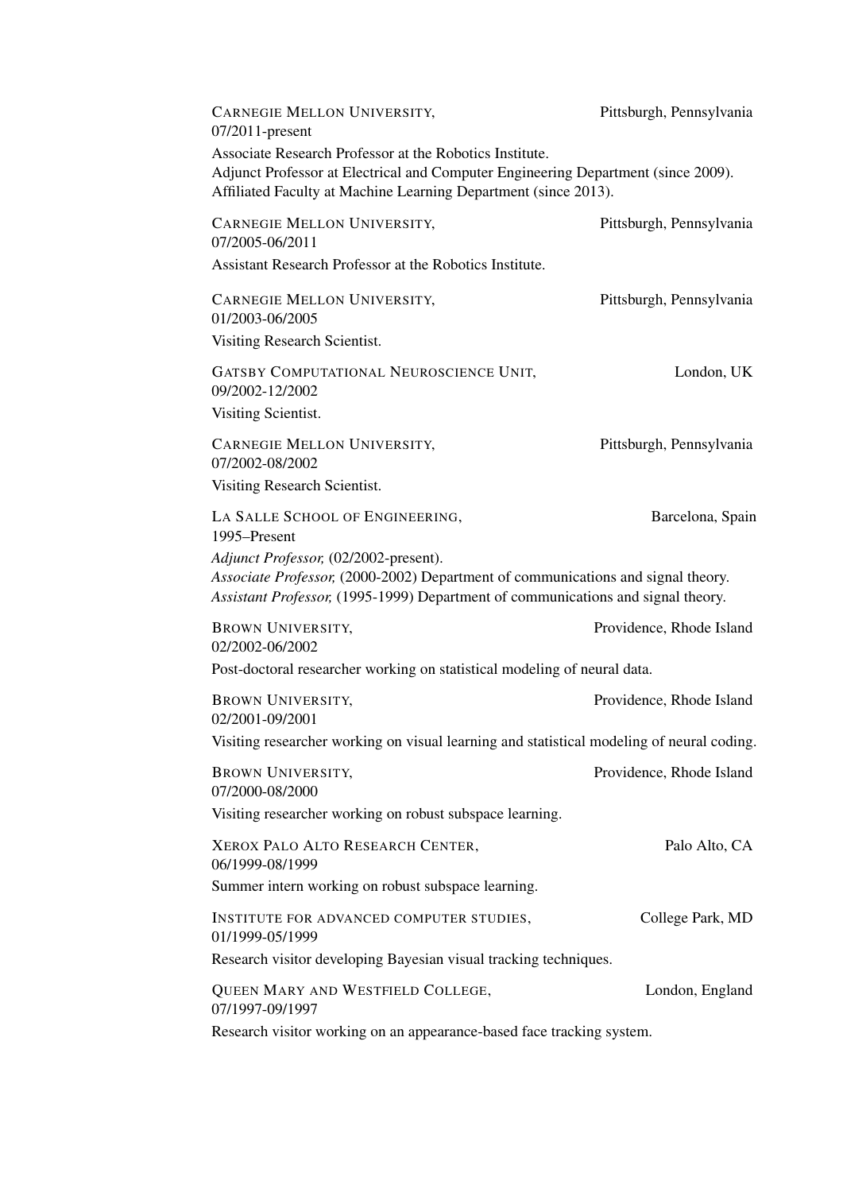CARNEGIE MELLON UNIVERSITY, Pittsburgh, Pennsylvania
07/2011-present

Associate Research Professor at the Robotics Institute.
Adjunct Professor at Electrical and Computer Engineering Department (since 2009).
Affiliated Faculty at Machine Learning Department (since 2013).

CARNEGIE MELLON UNIVERSITY, Pittsburgh, Pennsylvania
07/2005-06/2011

Assistant Research Professor at the Robotics Institute.

CARNEGIE MELLON UNIVERSITY, Pittsburgh, Pennsylvania
01/2003-06/2005

Visiting Research Scientist.

GATSBY COMPUTATIONAL NEUROSCIENCE UNIT, London, UK
09/2002-12/2002

Visiting Scientist.

CARNEGIE MELLON UNIVERSITY, Pittsburgh, Pennsylvania
07/2002-08/2002

Visiting Research Scientist.

LA SALLE SCHOOL OF ENGINEERING, Barcelona, Spain
1995–Present

*Adjunct Professor,* (02/2002-present).
*Associate Professor,* (2000-2002) Department of communications and signal theory.
*Assistant Professor,* (1995-1999) Department of communications and signal theory.

BROWN UNIVERSITY, Providence, Rhode Island
02/2002-06/2002

Post-doctoral researcher working on statistical modeling of neural data.

BROWN UNIVERSITY, Providence, Rhode Island
02/2001-09/2001

Visiting researcher working on visual learning and statistical modeling of neural coding.

BROWN UNIVERSITY, Providence, Rhode Island
07/2000-08/2000

Visiting researcher working on robust subspace learning.

XEROX PALO ALTO RESEARCH CENTER, Palo Alto, CA
06/1999-08/1999

Summer intern working on robust subspace learning.

INSTITUTE FOR ADVANCED COMPUTER STUDIES, College Park, MD
01/1999-05/1999

Research visitor developing Bayesian visual tracking techniques.

QUEEN MARY AND WESTFIELD COLLEGE, London, England
07/1997-09/1997

Research visitor working on an appearance-based face tracking system.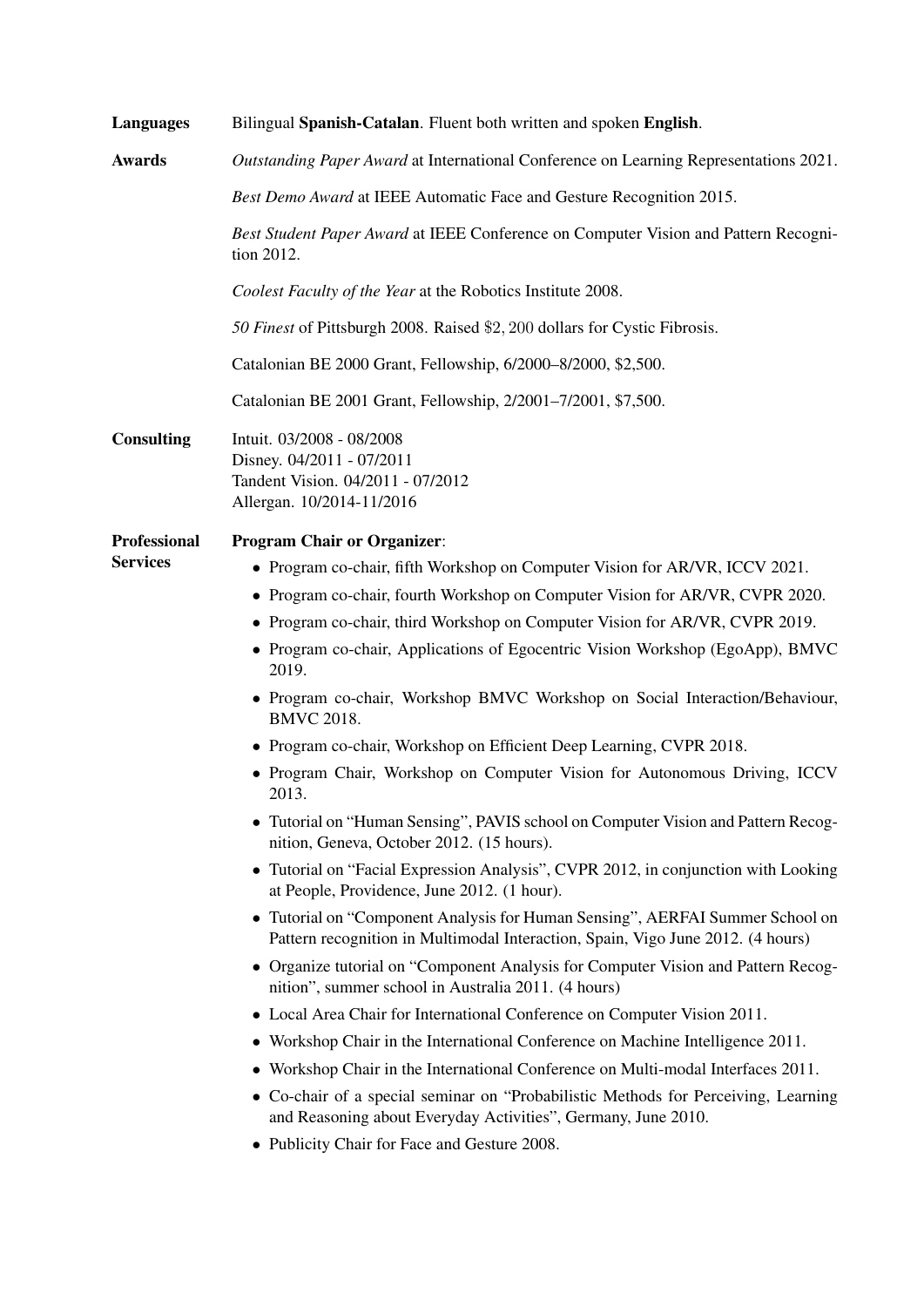**Languages** Bilingual **Spanish-Catalan**. Fluent both written and spoken **English**.

**Awards**

*Outstanding Paper Award* at International Conference on Learning Representations 2021.

*Best Demo Award* at IEEE Automatic Face and Gesture Recognition 2015.

*Best Student Paper Award* at IEEE Conference on Computer Vision and Pattern Recognition 2012.

*Coolest Faculty of the Year* at the Robotics Institute 2008.

*50 Finest* of Pittsburgh 2008. Raised $2,200 dollars for Cystic Fibrosis.

Catalonian BE 2000 Grant, Fellowship, 6/2000–8/2000, $2,500.

Catalonian BE 2001 Grant, Fellowship, 2/2001–7/2001, $7,500.

**Consulting**

Intuit. 03/2008 - 08/2008
Disney. 04/2011 - 07/2011
Tandent Vision. 04/2011 - 07/2012
Allergan. 10/2014-11/2016

**Professional Services**

**Program Chair or Organizer**:

- Program co-chair, fifth Workshop on Computer Vision for AR/VR, ICCV 2021.
- Program co-chair, fourth Workshop on Computer Vision for AR/VR, CVPR 2020.
- Program co-chair, third Workshop on Computer Vision for AR/VR, CVPR 2019.
- Program co-chair, Applications of Egocentric Vision Workshop (EgoApp), BMVC 2019.
- Program co-chair, Workshop BMVC Workshop on Social Interaction/Behaviour, BMVC 2018.
- Program co-chair, Workshop on Efficient Deep Learning, CVPR 2018.
- Program Chair, Workshop on Computer Vision for Autonomous Driving, ICCV 2013.
- Tutorial on "Human Sensing", PAVIS school on Computer Vision and Pattern Recognition, Geneva, October 2012. (15 hours).
- Tutorial on "Facial Expression Analysis", CVPR 2012, in conjunction with Looking at People, Providence, June 2012. (1 hour).
- Tutorial on "Component Analysis for Human Sensing", AERFAI Summer School on Pattern recognition in Multimodal Interaction, Spain, Vigo June 2012. (4 hours)
- Organize tutorial on "Component Analysis for Computer Vision and Pattern Recognition", summer school in Australia 2011. (4 hours)
- Local Area Chair for International Conference on Computer Vision 2011.
- Workshop Chair in the International Conference on Machine Intelligence 2011.
- Workshop Chair in the International Conference on Multi-modal Interfaces 2011.
- Co-chair of a special seminar on "Probabilistic Methods for Perceiving, Learning and Reasoning about Everyday Activities", Germany, June 2010.
- Publicity Chair for Face and Gesture 2008.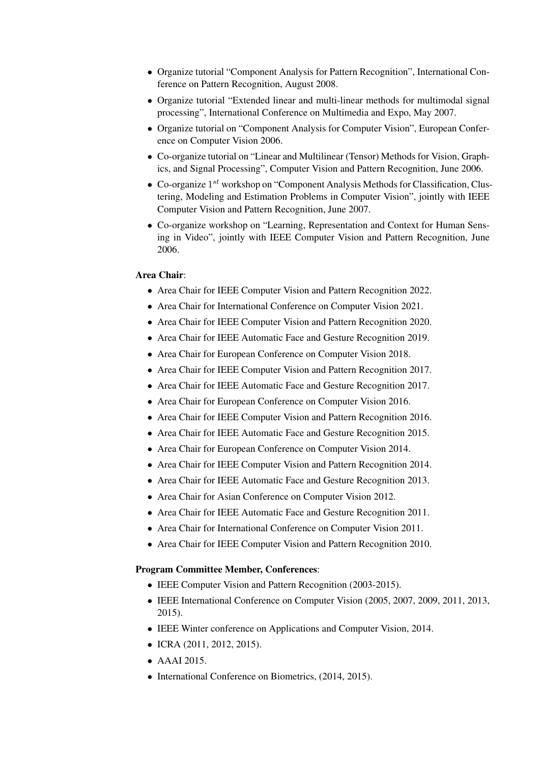- Organize tutorial "Component Analysis for Pattern Recognition", International Conference on Pattern Recognition, August 2008.
- Organize tutorial "Extended linear and multi-linear methods for multimodal signal processing", International Conference on Multimedia and Expo, May 2007.
- Organize tutorial on "Component Analysis for Computer Vision", European Conference on Computer Vision 2006.
- Co-organize tutorial on "Linear and Multilinear (Tensor) Methods for Vision, Graphics, and Signal Processing", Computer Vision and Pattern Recognition, June 2006.
- Co-organize $1^{st}$ workshop on "Component Analysis Methods for Classification, Clustering, Modeling and Estimation Problems in Computer Vision", jointly with IEEE Computer Vision and Pattern Recognition, June 2007.
- Co-organize workshop on "Learning, Representation and Context for Human Sensing in Video", jointly with IEEE Computer Vision and Pattern Recognition, June 2006.

**Area Chair**:

- Area Chair for IEEE Computer Vision and Pattern Recognition 2022.
- Area Chair for International Conference on Computer Vision 2021.
- Area Chair for IEEE Computer Vision and Pattern Recognition 2020.
- Area Chair for IEEE Automatic Face and Gesture Recognition 2019.
- Area Chair for European Conference on Computer Vision 2018.
- Area Chair for IEEE Computer Vision and Pattern Recognition 2017.
- Area Chair for IEEE Automatic Face and Gesture Recognition 2017.
- Area Chair for European Conference on Computer Vision 2016.
- Area Chair for IEEE Computer Vision and Pattern Recognition 2016.
- Area Chair for IEEE Automatic Face and Gesture Recognition 2015.
- Area Chair for European Conference on Computer Vision 2014.
- Area Chair for IEEE Computer Vision and Pattern Recognition 2014.
- Area Chair for IEEE Automatic Face and Gesture Recognition 2013.
- Area Chair for Asian Conference on Computer Vision 2012.
- Area Chair for IEEE Automatic Face and Gesture Recognition 2011.
- Area Chair for International Conference on Computer Vision 2011.
- Area Chair for IEEE Computer Vision and Pattern Recognition 2010.

**Program Committee Member, Conferences**:

- IEEE Computer Vision and Pattern Recognition (2003-2015).
- IEEE International Conference on Computer Vision (2005, 2007, 2009, 2011, 2013, 2015).
- IEEE Winter conference on Applications and Computer Vision, 2014.
- ICRA (2011, 2012, 2015).
- AAAI 2015.
- International Conference on Biometrics, (2014, 2015).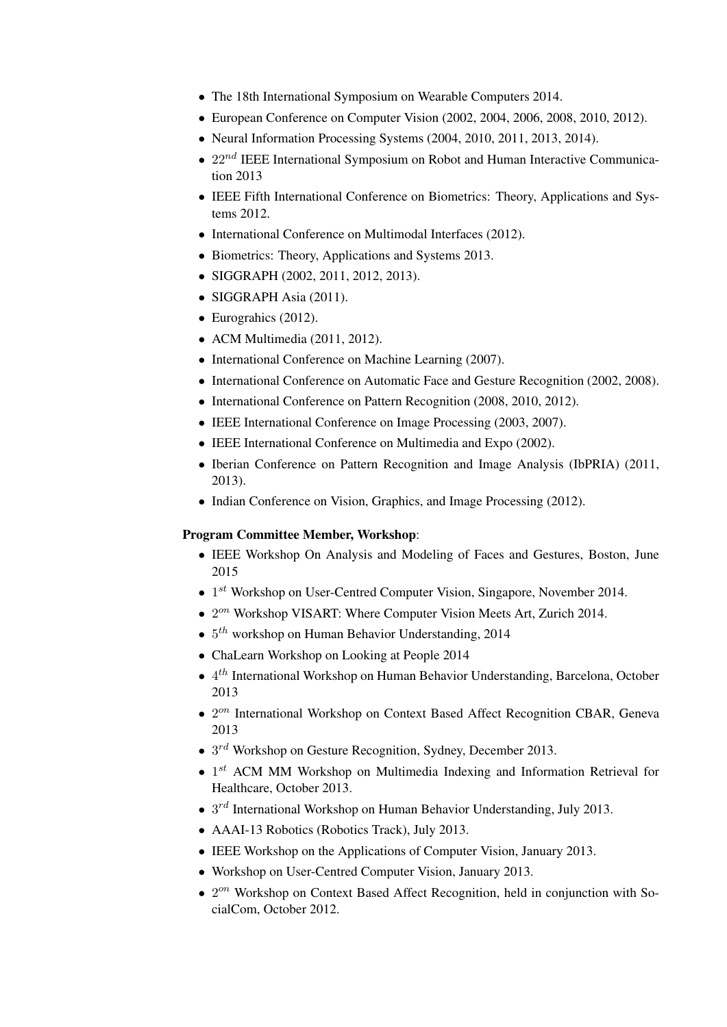- The 18th International Symposium on Wearable Computers 2014.
- European Conference on Computer Vision (2002, 2004, 2006, 2008, 2010, 2012).
- Neural Information Processing Systems (2004, 2010, 2011, 2013, 2014).
- $22^{nd}$ IEEE International Symposium on Robot and Human Interactive Communication 2013
- IEEE Fifth International Conference on Biometrics: Theory, Applications and Systems 2012.
- International Conference on Multimodal Interfaces (2012).
- Biometrics: Theory, Applications and Systems 2013.
- SIGGRAPH (2002, 2011, 2012, 2013).
- SIGGRAPH Asia (2011).
- Eurograhics (2012).
- ACM Multimedia (2011, 2012).
- International Conference on Machine Learning (2007).
- International Conference on Automatic Face and Gesture Recognition (2002, 2008).
- International Conference on Pattern Recognition (2008, 2010, 2012).
- IEEE International Conference on Image Processing (2003, 2007).
- IEEE International Conference on Multimedia and Expo (2002).
- Iberian Conference on Pattern Recognition and Image Analysis (IbPRIA) (2011, 2013).
- Indian Conference on Vision, Graphics, and Image Processing (2012).

**Program Committee Member, Workshop**:

- IEEE Workshop On Analysis and Modeling of Faces and Gestures, Boston, June 2015
- $1^{st}$ Workshop on User-Centred Computer Vision, Singapore, November 2014.
- $2^{on}$ Workshop VISART: Where Computer Vision Meets Art, Zurich 2014.
- $5^{th}$ workshop on Human Behavior Understanding, 2014
- ChaLearn Workshop on Looking at People 2014
- $4^{th}$ International Workshop on Human Behavior Understanding, Barcelona, October 2013
- $2^{on}$ International Workshop on Context Based Affect Recognition CBAR, Geneva 2013
- $3^{rd}$ Workshop on Gesture Recognition, Sydney, December 2013.
- $1^{st}$ ACM MM Workshop on Multimedia Indexing and Information Retrieval for Healthcare, October 2013.
- $3^{rd}$ International Workshop on Human Behavior Understanding, July 2013.
- AAAI-13 Robotics (Robotics Track), July 2013.
- IEEE Workshop on the Applications of Computer Vision, January 2013.
- Workshop on User-Centred Computer Vision, January 2013.
- $2^{on}$ Workshop on Context Based Affect Recognition, held in conjunction with SocialCom, October 2012.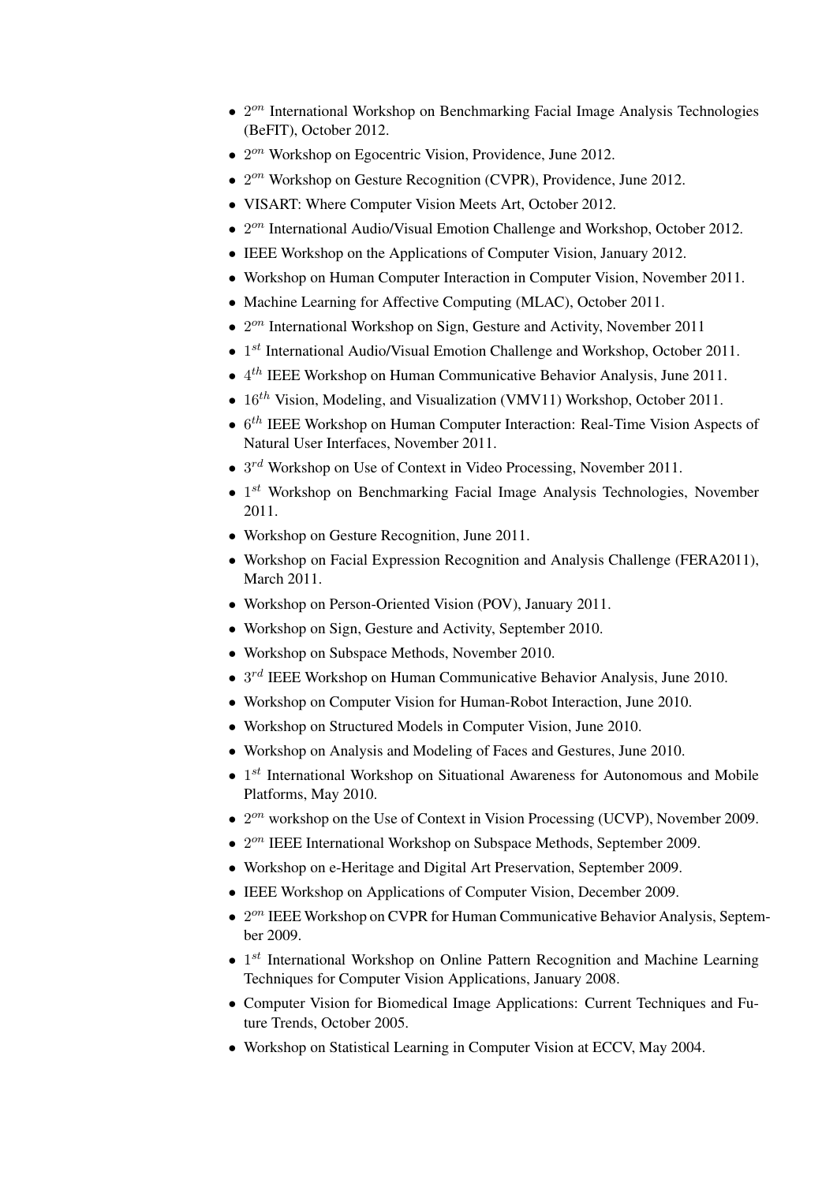- $2^{on}$ International Workshop on Benchmarking Facial Image Analysis Technologies (BeFIT), October 2012.
- $2^{on}$ Workshop on Egocentric Vision, Providence, June 2012.
- $2^{on}$ Workshop on Gesture Recognition (CVPR), Providence, June 2012.
- VISART: Where Computer Vision Meets Art, October 2012.
- $2^{on}$ International Audio/Visual Emotion Challenge and Workshop, October 2012.
- IEEE Workshop on the Applications of Computer Vision, January 2012.
- Workshop on Human Computer Interaction in Computer Vision, November 2011.
- Machine Learning for Affective Computing (MLAC), October 2011.
- $2^{on}$ International Workshop on Sign, Gesture and Activity, November 2011
- $1^{st}$ International Audio/Visual Emotion Challenge and Workshop, October 2011.
- $4^{th}$ IEEE Workshop on Human Communicative Behavior Analysis, June 2011.
- $16^{th}$ Vision, Modeling, and Visualization (VMV11) Workshop, October 2011.
- $6^{th}$ IEEE Workshop on Human Computer Interaction: Real-Time Vision Aspects of Natural User Interfaces, November 2011.
- $3^{rd}$ Workshop on Use of Context in Video Processing, November 2011.
- $1^{st}$ Workshop on Benchmarking Facial Image Analysis Technologies, November 2011.
- Workshop on Gesture Recognition, June 2011.
- Workshop on Facial Expression Recognition and Analysis Challenge (FERA2011), March 2011.
- Workshop on Person-Oriented Vision (POV), January 2011.
- Workshop on Sign, Gesture and Activity, September 2010.
- Workshop on Subspace Methods, November 2010.
- $3^{rd}$ IEEE Workshop on Human Communicative Behavior Analysis, June 2010.
- Workshop on Computer Vision for Human-Robot Interaction, June 2010.
- Workshop on Structured Models in Computer Vision, June 2010.
- Workshop on Analysis and Modeling of Faces and Gestures, June 2010.
- $1^{st}$ International Workshop on Situational Awareness for Autonomous and Mobile Platforms, May 2010.
- $2^{on}$ workshop on the Use of Context in Vision Processing (UCVP), November 2009.
- $2^{on}$ IEEE International Workshop on Subspace Methods, September 2009.
- Workshop on e-Heritage and Digital Art Preservation, September 2009.
- IEEE Workshop on Applications of Computer Vision, December 2009.
- $2^{on}$ IEEE Workshop on CVPR for Human Communicative Behavior Analysis, September 2009.
- $1^{st}$ International Workshop on Online Pattern Recognition and Machine Learning Techniques for Computer Vision Applications, January 2008.
- Computer Vision for Biomedical Image Applications: Current Techniques and Future Trends, October 2005.
- Workshop on Statistical Learning in Computer Vision at ECCV, May 2004.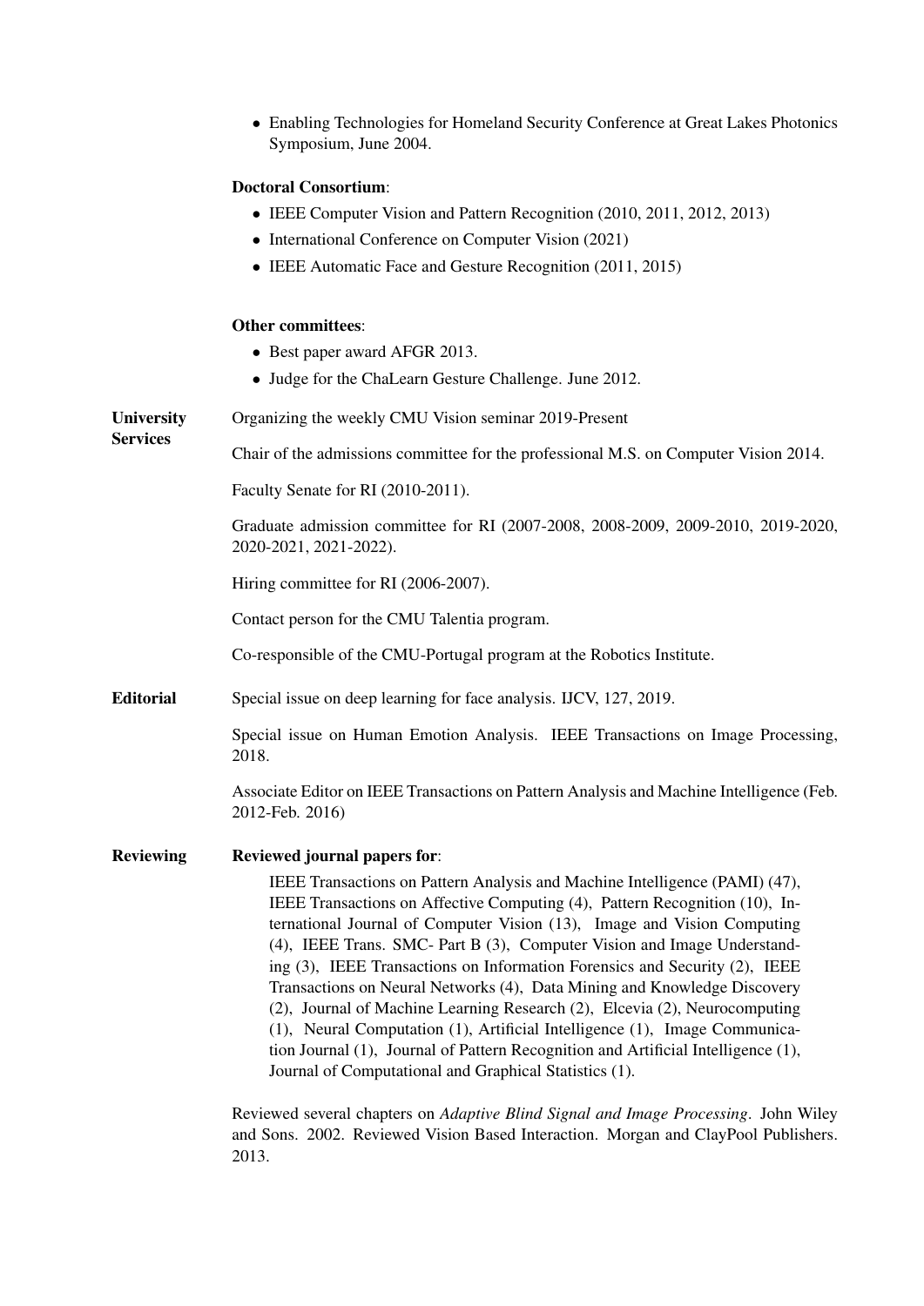- Enabling Technologies for Homeland Security Conference at Great Lakes Photonics Symposium, June 2004.

**Doctoral Consortium**:

- IEEE Computer Vision and Pattern Recognition (2010, 2011, 2012, 2013)
- International Conference on Computer Vision (2021)
- IEEE Automatic Face and Gesture Recognition (2011, 2015)

**Other committees**:

- Best paper award AFGR 2013.
- Judge for the ChaLearn Gesture Challenge. June 2012.

## University Services

Organizing the weekly CMU Vision seminar 2019-Present

Chair of the admissions committee for the professional M.S. on Computer Vision 2014.

Faculty Senate for RI (2010-2011).

Graduate admission committee for RI (2007-2008, 2008-2009, 2009-2010, 2019-2020, 2020-2021, 2021-2022).

Hiring committee for RI (2006-2007).

Contact person for the CMU Talentia program.

Co-responsible of the CMU-Portugal program at the Robotics Institute.

## Editorial

Special issue on deep learning for face analysis. IJCV, 127, 2019.

Special issue on Human Emotion Analysis. IEEE Transactions on Image Processing, 2018.

Associate Editor on IEEE Transactions on Pattern Analysis and Machine Intelligence (Feb. 2012-Feb. 2016)

## Reviewing

**Reviewed journal papers for**:

IEEE Transactions on Pattern Analysis and Machine Intelligence (PAMI) (47), IEEE Transactions on Affective Computing (4), Pattern Recognition (10), International Journal of Computer Vision (13), Image and Vision Computing (4), IEEE Trans. SMC- Part B (3), Computer Vision and Image Understanding (3), IEEE Transactions on Information Forensics and Security (2), IEEE Transactions on Neural Networks (4), Data Mining and Knowledge Discovery (2), Journal of Machine Learning Research (2), Elcevia (2), Neurocomputing (1), Neural Computation (1), Artificial Intelligence (1), Image Communication Journal (1), Journal of Pattern Recognition and Artificial Intelligence (1), Journal of Computational and Graphical Statistics (1).

Reviewed several chapters on *Adaptive Blind Signal and Image Processing*. John Wiley and Sons. 2002. Reviewed Vision Based Interaction. Morgan and ClayPool Publishers. 2013.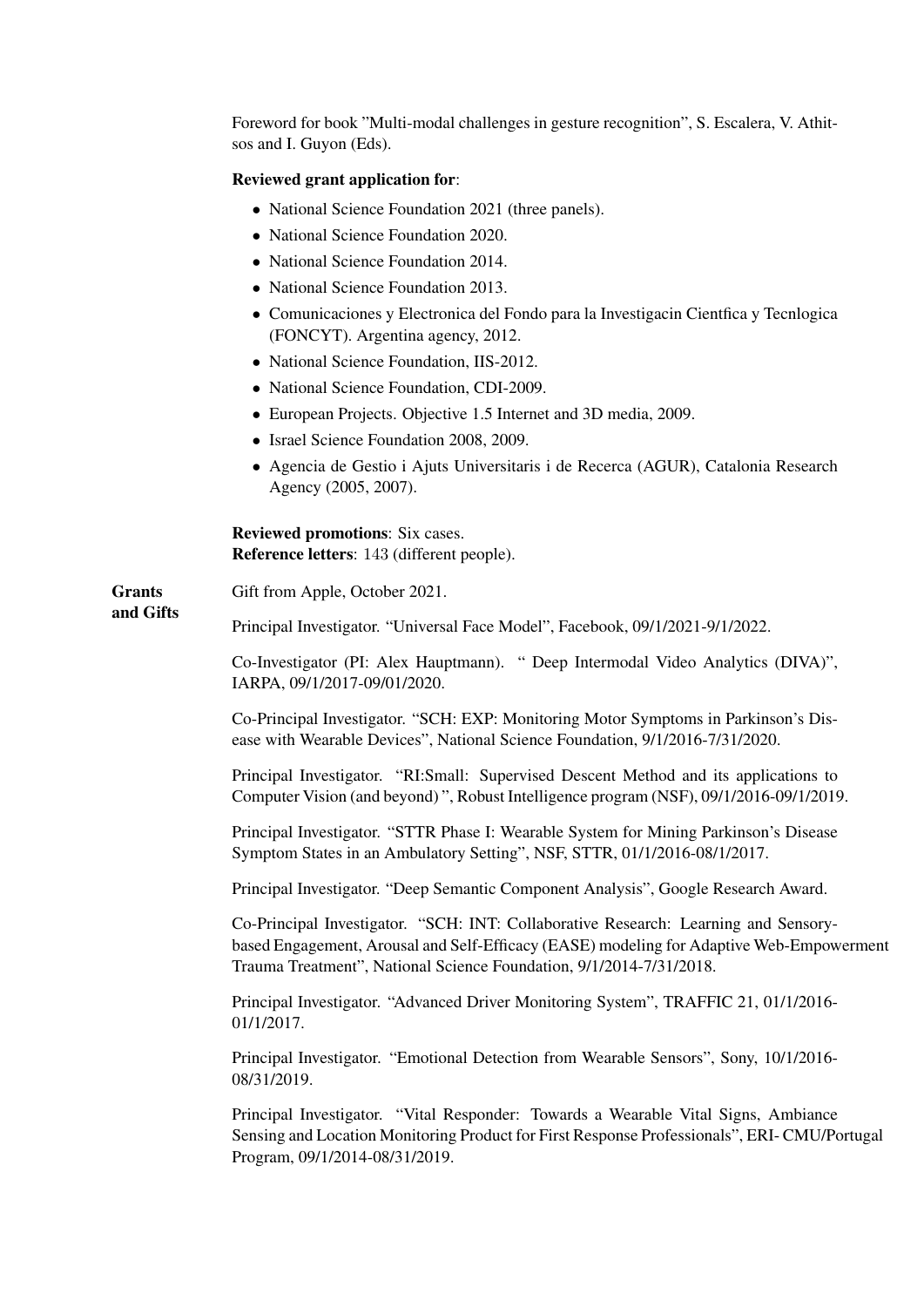Foreword for book "Multi-modal challenges in gesture recognition", S. Escalera, V. Athitsos and I. Guyon (Eds).

**Reviewed grant application for**:

- National Science Foundation 2021 (three panels).
- National Science Foundation 2020.
- National Science Foundation 2014.
- National Science Foundation 2013.
- Comunicaciones y Electronica del Fondo para la Investigacin Cientfica y Tecnlogica (FONCYT). Argentina agency, 2012.
- National Science Foundation, IIS-2012.
- National Science Foundation, CDI-2009.
- European Projects. Objective 1.5 Internet and 3D media, 2009.
- Israel Science Foundation 2008, 2009.
- Agencia de Gestio i Ajuts Universitaris i de Recerca (AGUR), Catalonia Research Agency (2005, 2007).

**Reviewed promotions**: Six cases.
**Reference letters**: 143 (different people).

## Grants and Gifts

Gift from Apple, October 2021.

Principal Investigator. "Universal Face Model", Facebook, 09/1/2021-9/1/2022.

Co-Investigator (PI: Alex Hauptmann). " Deep Intermodal Video Analytics (DIVA)", IARPA, 09/1/2017-09/01/2020.

Co-Principal Investigator. "SCH: EXP: Monitoring Motor Symptoms in Parkinson's Disease with Wearable Devices", National Science Foundation, 9/1/2016-7/31/2020.

Principal Investigator. "RI:Small: Supervised Descent Method and its applications to Computer Vision (and beyond) ", Robust Intelligence program (NSF), 09/1/2016-09/1/2019.

Principal Investigator. "STTR Phase I: Wearable System for Mining Parkinson's Disease Symptom States in an Ambulatory Setting", NSF, STTR, 01/1/2016-08/1/2017.

Principal Investigator. "Deep Semantic Component Analysis", Google Research Award.

Co-Principal Investigator. "SCH: INT: Collaborative Research: Learning and Sensory-based Engagement, Arousal and Self-Efficacy (EASE) modeling for Adaptive Web-Empowerment Trauma Treatment", National Science Foundation, 9/1/2014-7/31/2018.

Principal Investigator. "Advanced Driver Monitoring System", TRAFFIC 21, 01/1/2016-01/1/2017.

Principal Investigator. "Emotional Detection from Wearable Sensors", Sony, 10/1/2016-08/31/2019.

Principal Investigator. "Vital Responder: Towards a Wearable Vital Signs, Ambiance Sensing and Location Monitoring Product for First Response Professionals", ERI- CMU/Portugal Program, 09/1/2014-08/31/2019.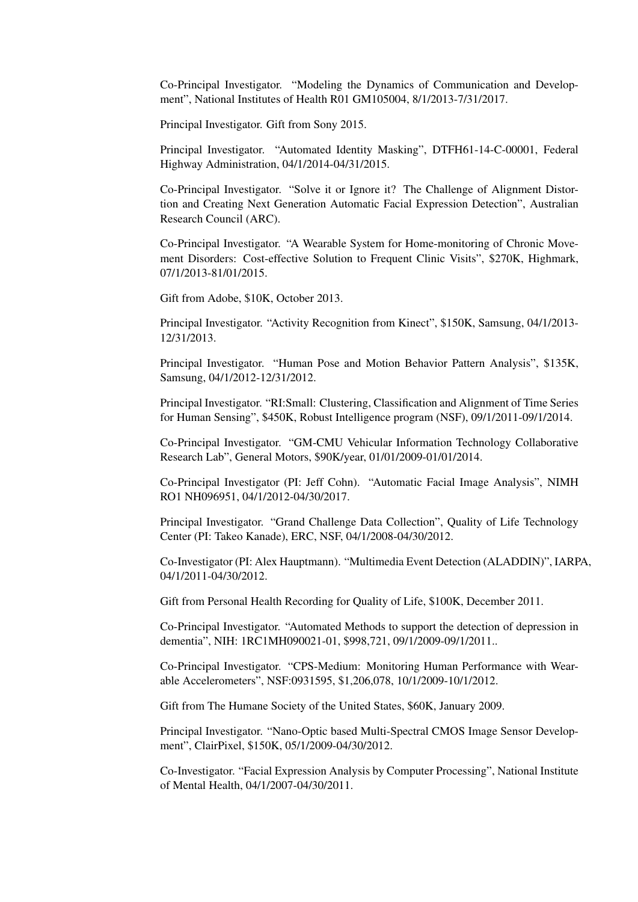Co-Principal Investigator. "Modeling the Dynamics of Communication and Development", National Institutes of Health R01 GM105004, 8/1/2013-7/31/2017.

Principal Investigator. Gift from Sony 2015.

Principal Investigator. "Automated Identity Masking", DTFH61-14-C-00001, Federal Highway Administration, 04/1/2014-04/31/2015.

Co-Principal Investigator. "Solve it or Ignore it? The Challenge of Alignment Distortion and Creating Next Generation Automatic Facial Expression Detection", Australian Research Council (ARC).

Co-Principal Investigator. "A Wearable System for Home-monitoring of Chronic Movement Disorders: Cost-effective Solution to Frequent Clinic Visits", $270K, Highmark, 07/1/2013-81/01/2015.

Gift from Adobe, $10K, October 2013.

Principal Investigator. "Activity Recognition from Kinect", $150K, Samsung, 04/1/2013-12/31/2013.

Principal Investigator. "Human Pose and Motion Behavior Pattern Analysis", $135K, Samsung, 04/1/2012-12/31/2012.

Principal Investigator. "RI:Small: Clustering, Classification and Alignment of Time Series for Human Sensing", $450K, Robust Intelligence program (NSF), 09/1/2011-09/1/2014.

Co-Principal Investigator. "GM-CMU Vehicular Information Technology Collaborative Research Lab", General Motors, $90K/year, 01/01/2009-01/01/2014.

Co-Principal Investigator (PI: Jeff Cohn). "Automatic Facial Image Analysis", NIMH RO1 NH096951, 04/1/2012-04/30/2017.

Principal Investigator. "Grand Challenge Data Collection", Quality of Life Technology Center (PI: Takeo Kanade), ERC, NSF, 04/1/2008-04/30/2012.

Co-Investigator (PI: Alex Hauptmann). "Multimedia Event Detection (ALADDIN)", IARPA, 04/1/2011-04/30/2012.

Gift from Personal Health Recording for Quality of Life, $100K, December 2011.

Co-Principal Investigator. "Automated Methods to support the detection of depression in dementia", NIH: 1RC1MH090021-01, $998,721, 09/1/2009-09/1/2011..

Co-Principal Investigator. "CPS-Medium: Monitoring Human Performance with Wearable Accelerometers", NSF:0931595, $1,206,078, 10/1/2009-10/1/2012.

Gift from The Humane Society of the United States, $60K, January 2009.

Principal Investigator. "Nano-Optic based Multi-Spectral CMOS Image Sensor Development", ClairPixel, $150K, 05/1/2009-04/30/2012.

Co-Investigator. "Facial Expression Analysis by Computer Processing", National Institute of Mental Health, 04/1/2007-04/30/2011.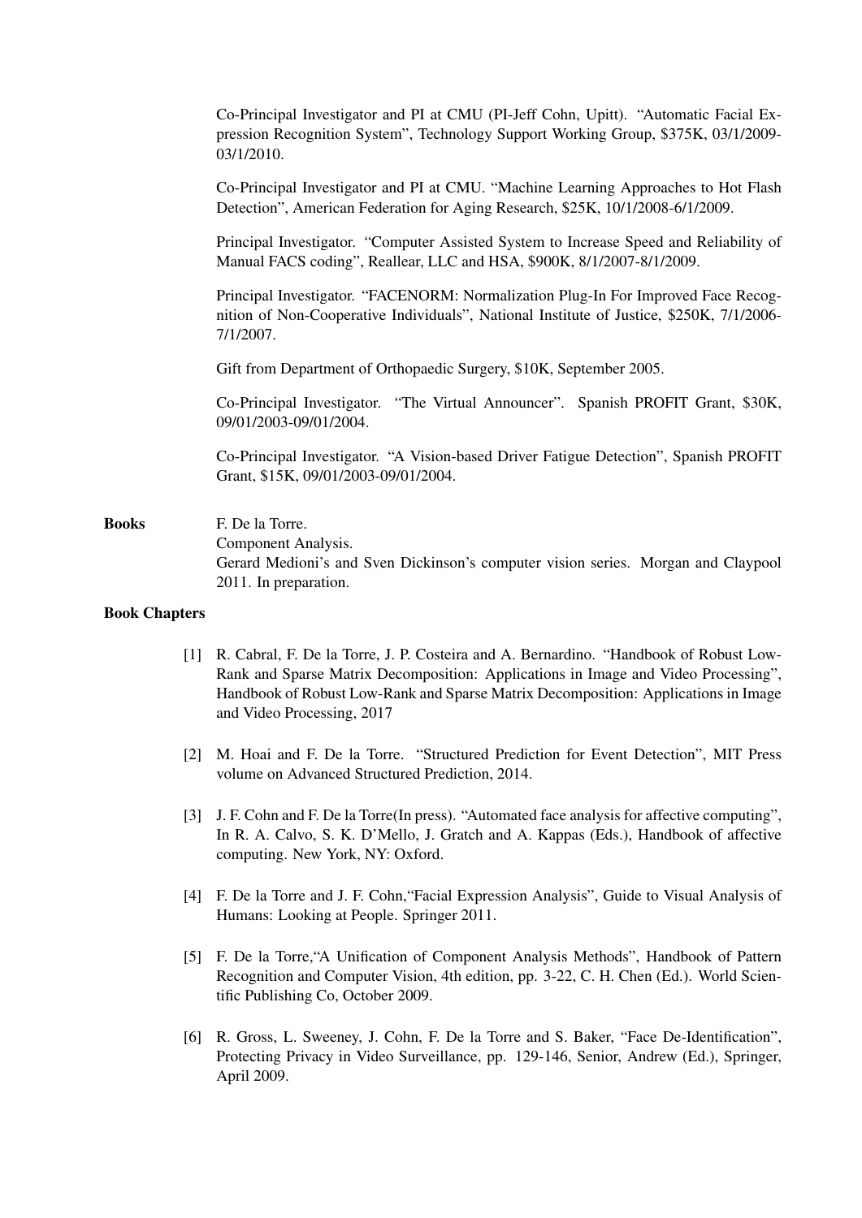Co-Principal Investigator and PI at CMU (PI-Jeff Cohn, Upitt). "Automatic Facial Expression Recognition System", Technology Support Working Group, \$375K, 03/1/2009-03/1/2010.

Co-Principal Investigator and PI at CMU. "Machine Learning Approaches to Hot Flash Detection", American Federation for Aging Research, \$25K, 10/1/2008-6/1/2009.

Principal Investigator. "Computer Assisted System to Increase Speed and Reliability of Manual FACS coding", Reallear, LLC and HSA, \$900K, 8/1/2007-8/1/2009.

Principal Investigator. "FACENORM: Normalization Plug-In For Improved Face Recognition of Non-Cooperative Individuals", National Institute of Justice, \$250K, 7/1/2006-7/1/2007.

Gift from Department of Orthopaedic Surgery, \$10K, September 2005.

Co-Principal Investigator. "The Virtual Announcer". Spanish PROFIT Grant, \$30K, 09/01/2003-09/01/2004.

Co-Principal Investigator. "A Vision-based Driver Fatigue Detection", Spanish PROFIT Grant, \$15K, 09/01/2003-09/01/2004.

**Books**

F. De la Torre.
Component Analysis.
Gerard Medioni's and Sven Dickinson's computer vision series. Morgan and Claypool 2011. In preparation.

**Book Chapters**

[1] R. Cabral, F. De la Torre, J. P. Costeira and A. Bernardino. "Handbook of Robust Low-Rank and Sparse Matrix Decomposition: Applications in Image and Video Processing", Handbook of Robust Low-Rank and Sparse Matrix Decomposition: Applications in Image and Video Processing, 2017

[2] M. Hoai and F. De la Torre. "Structured Prediction for Event Detection", MIT Press volume on Advanced Structured Prediction, 2014.

[3] J. F. Cohn and F. De la Torre(In press). "Automated face analysis for affective computing", In R. A. Calvo, S. K. D'Mello, J. Gratch and A. Kappas (Eds.), Handbook of affective computing. New York, NY: Oxford.

[4] F. De la Torre and J. F. Cohn,"Facial Expression Analysis", Guide to Visual Analysis of Humans: Looking at People. Springer 2011.

[5] F. De la Torre,"A Unification of Component Analysis Methods", Handbook of Pattern Recognition and Computer Vision, 4th edition, pp. 3-22, C. H. Chen (Ed.). World Scientific Publishing Co, October 2009.

[6] R. Gross, L. Sweeney, J. Cohn, F. De la Torre and S. Baker, "Face De-Identification", Protecting Privacy in Video Surveillance, pp. 129-146, Senior, Andrew (Ed.), Springer, April 2009.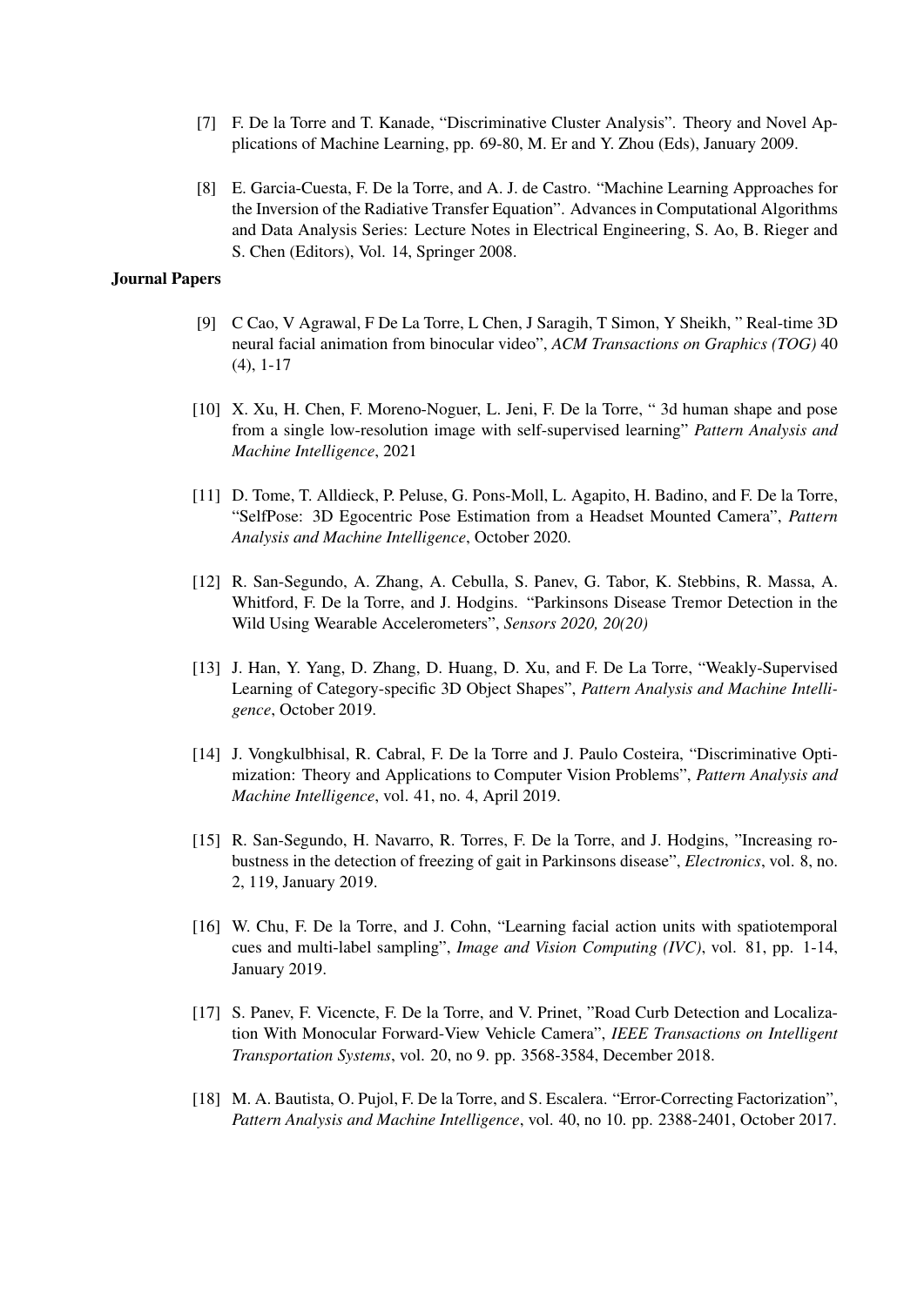[7] F. De la Torre and T. Kanade, "Discriminative Cluster Analysis". Theory and Novel Applications of Machine Learning, pp. 69-80, M. Er and Y. Zhou (Eds), January 2009.

[8] E. Garcia-Cuesta, F. De la Torre, and A. J. de Castro. "Machine Learning Approaches for the Inversion of the Radiative Transfer Equation". Advances in Computational Algorithms and Data Analysis Series: Lecture Notes in Electrical Engineering, S. Ao, B. Rieger and S. Chen (Editors), Vol. 14, Springer 2008.

**Journal Papers**

[9] C Cao, V Agrawal, F De La Torre, L Chen, J Saragih, T Simon, Y Sheikh, " Real-time 3D neural facial animation from binocular video", *ACM Transactions on Graphics (TOG)* 40 (4), 1-17

[10] X. Xu, H. Chen, F. Moreno-Noguer, L. Jeni, F. De la Torre, " 3d human shape and pose from a single low-resolution image with self-supervised learning" *Pattern Analysis and Machine Intelligence*, 2021

[11] D. Tome, T. Alldieck, P. Peluse, G. Pons-Moll, L. Agapito, H. Badino, and F. De la Torre, "SelfPose: 3D Egocentric Pose Estimation from a Headset Mounted Camera", *Pattern Analysis and Machine Intelligence*, October 2020.

[12] R. San-Segundo, A. Zhang, A. Cebulla, S. Panev, G. Tabor, K. Stebbins, R. Massa, A. Whitford, F. De la Torre, and J. Hodgins. "Parkinsons Disease Tremor Detection in the Wild Using Wearable Accelerometers", *Sensors 2020, 20(20)*

[13] J. Han, Y. Yang, D. Zhang, D. Huang, D. Xu, and F. De La Torre, "Weakly-Supervised Learning of Category-specific 3D Object Shapes", *Pattern Analysis and Machine Intelligence*, October 2019.

[14] J. Vongkulbhisal, R. Cabral, F. De la Torre and J. Paulo Costeira, "Discriminative Optimization: Theory and Applications to Computer Vision Problems", *Pattern Analysis and Machine Intelligence*, vol. 41, no. 4, April 2019.

[15] R. San-Segundo, H. Navarro, R. Torres, F. De la Torre, and J. Hodgins, "Increasing robustness in the detection of freezing of gait in Parkinsons disease", *Electronics*, vol. 8, no. 2, 119, January 2019.

[16] W. Chu, F. De la Torre, and J. Cohn, "Learning facial action units with spatiotemporal cues and multi-label sampling", *Image and Vision Computing (IVC)*, vol. 81, pp. 1-14, January 2019.

[17] S. Panev, F. Vicencte, F. De la Torre, and V. Prinet, "Road Curb Detection and Localization With Monocular Forward-View Vehicle Camera", *IEEE Transactions on Intelligent Transportation Systems*, vol. 20, no 9. pp. 3568-3584, December 2018.

[18] M. A. Bautista, O. Pujol, F. De la Torre, and S. Escalera. "Error-Correcting Factorization", *Pattern Analysis and Machine Intelligence*, vol. 40, no 10. pp. 2388-2401, October 2017.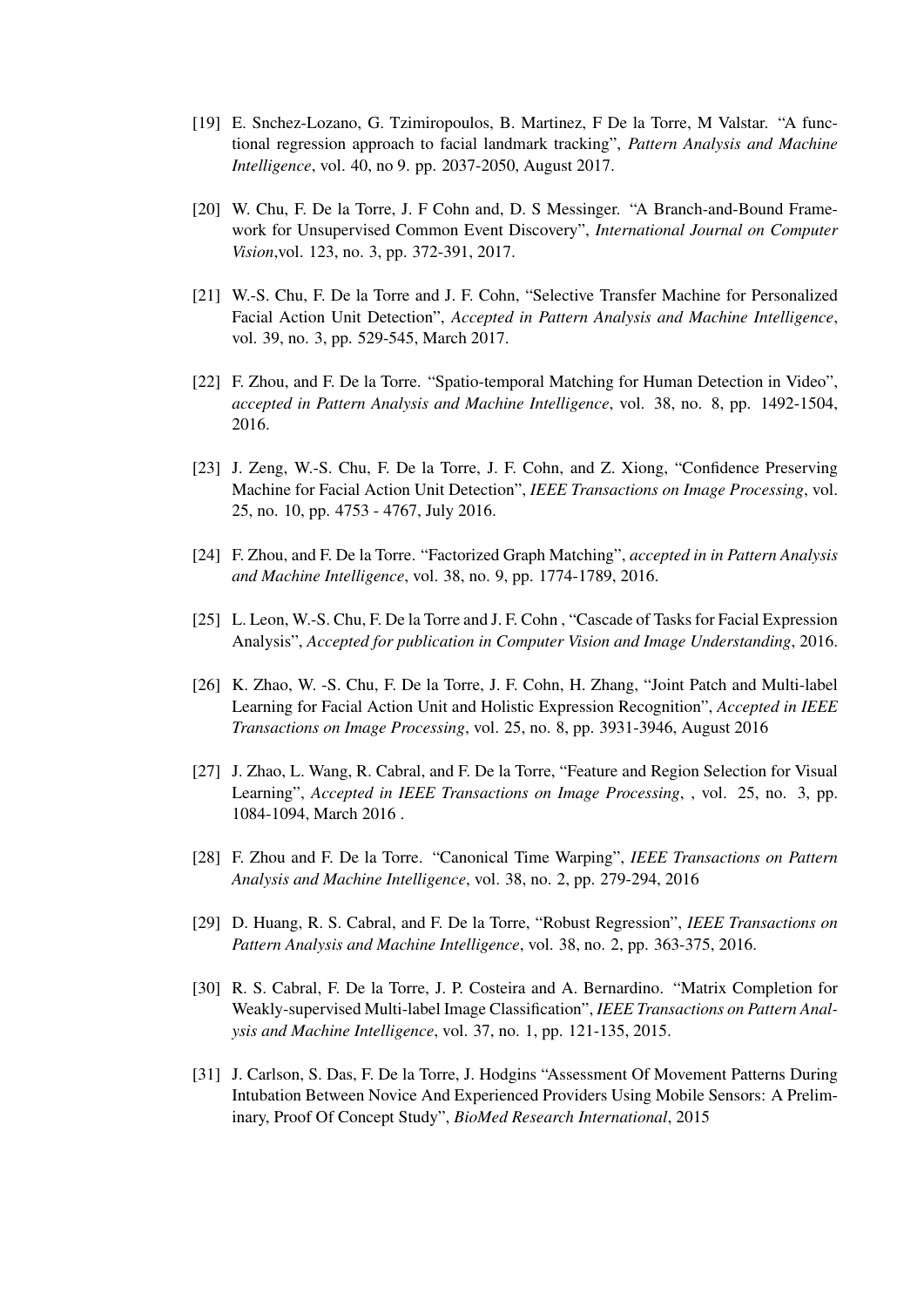[19] E. Snchez-Lozano, G. Tzimiropoulos, B. Martinez, F De la Torre, M Valstar. "A functional regression approach to facial landmark tracking", *Pattern Analysis and Machine Intelligence*, vol. 40, no 9. pp. 2037-2050, August 2017.

[20] W. Chu, F. De la Torre, J. F Cohn and, D. S Messinger. "A Branch-and-Bound Framework for Unsupervised Common Event Discovery", *International Journal on Computer Vision*,vol. 123, no. 3, pp. 372-391, 2017.

[21] W.-S. Chu, F. De la Torre and J. F. Cohn, "Selective Transfer Machine for Personalized Facial Action Unit Detection", *Accepted in Pattern Analysis and Machine Intelligence*, vol. 39, no. 3, pp. 529-545, March 2017.

[22] F. Zhou, and F. De la Torre. "Spatio-temporal Matching for Human Detection in Video", *accepted in Pattern Analysis and Machine Intelligence*, vol. 38, no. 8, pp. 1492-1504, 2016.

[23] J. Zeng, W.-S. Chu, F. De la Torre, J. F. Cohn, and Z. Xiong, "Confidence Preserving Machine for Facial Action Unit Detection", *IEEE Transactions on Image Processing*, vol. 25, no. 10, pp. 4753 - 4767, July 2016.

[24] F. Zhou, and F. De la Torre. "Factorized Graph Matching", *accepted in in Pattern Analysis and Machine Intelligence*, vol. 38, no. 9, pp. 1774-1789, 2016.

[25] L. Leon, W.-S. Chu, F. De la Torre and J. F. Cohn , "Cascade of Tasks for Facial Expression Analysis", *Accepted for publication in Computer Vision and Image Understanding*, 2016.

[26] K. Zhao, W. -S. Chu, F. De la Torre, J. F. Cohn, H. Zhang, "Joint Patch and Multi-label Learning for Facial Action Unit and Holistic Expression Recognition", *Accepted in IEEE Transactions on Image Processing*, vol. 25, no. 8, pp. 3931-3946, August 2016

[27] J. Zhao, L. Wang, R. Cabral, and F. De la Torre, "Feature and Region Selection for Visual Learning", *Accepted in IEEE Transactions on Image Processing*, , vol. 25, no. 3, pp. 1084-1094, March 2016 .

[28] F. Zhou and F. De la Torre. "Canonical Time Warping", *IEEE Transactions on Pattern Analysis and Machine Intelligence*, vol. 38, no. 2, pp. 279-294, 2016

[29] D. Huang, R. S. Cabral, and F. De la Torre, "Robust Regression", *IEEE Transactions on Pattern Analysis and Machine Intelligence*, vol. 38, no. 2, pp. 363-375, 2016.

[30] R. S. Cabral, F. De la Torre, J. P. Costeira and A. Bernardino. "Matrix Completion for Weakly-supervised Multi-label Image Classification", *IEEE Transactions on Pattern Analysis and Machine Intelligence*, vol. 37, no. 1, pp. 121-135, 2015.

[31] J. Carlson, S. Das, F. De la Torre, J. Hodgins "Assessment Of Movement Patterns During Intubation Between Novice And Experienced Providers Using Mobile Sensors: A Preliminary, Proof Of Concept Study", *BioMed Research International*, 2015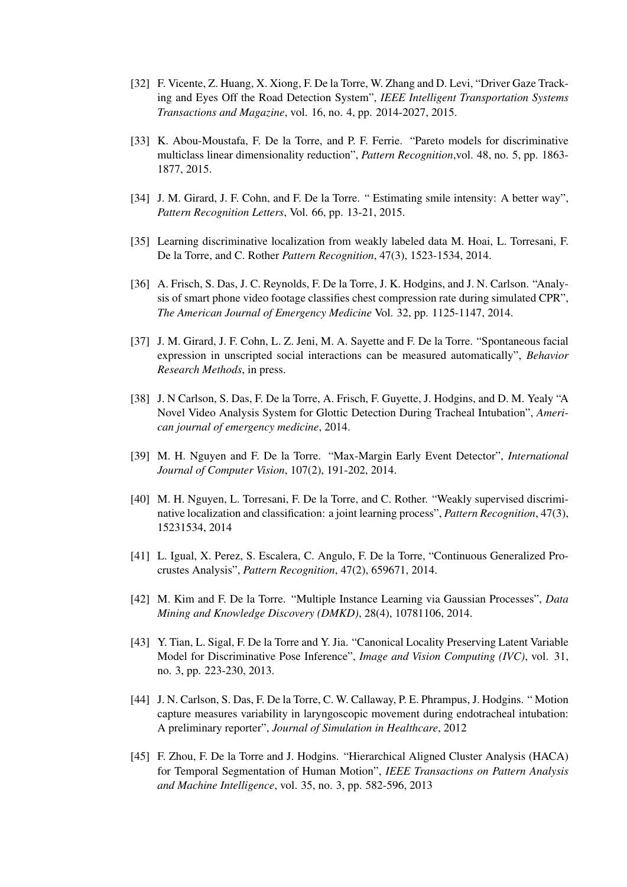[32] F. Vicente, Z. Huang, X. Xiong, F. De la Torre, W. Zhang and D. Levi, “Driver Gaze Tracking and Eyes Off the Road Detection System”, *IEEE Intelligent Transportation Systems Transactions and Magazine*, vol. 16, no. 4, pp. 2014-2027, 2015.

[33] K. Abou-Moustafa, F. De la Torre, and P. F. Ferrie. “Pareto models for discriminative multiclass linear dimensionality reduction”, *Pattern Recognition*,vol. 48, no. 5, pp. 1863-1877, 2015.

[34] J. M. Girard, J. F. Cohn, and F. De la Torre. “ Estimating smile intensity: A better way”, *Pattern Recognition Letters*, Vol. 66, pp. 13-21, 2015.

[35] Learning discriminative localization from weakly labeled data M. Hoai, L. Torresani, F. De la Torre, and C. Rother *Pattern Recognition*, 47(3), 1523-1534, 2014.

[36] A. Frisch, S. Das, J. C. Reynolds, F. De la Torre, J. K. Hodgins, and J. N. Carlson. “Analysis of smart phone video footage classifies chest compression rate during simulated CPR”, *The American Journal of Emergency Medicine* Vol. 32, pp. 1125-1147, 2014.

[37] J. M. Girard, J. F. Cohn, L. Z. Jeni, M. A. Sayette and F. De la Torre. “Spontaneous facial expression in unscripted social interactions can be measured automatically”, *Behavior Research Methods*, in press.

[38] J. N Carlson, S. Das, F. De la Torre, A. Frisch, F. Guyette, J. Hodgins, and D. M. Yealy “A Novel Video Analysis System for Glottic Detection During Tracheal Intubation”, *American journal of emergency medicine*, 2014.

[39] M. H. Nguyen and F. De la Torre. “Max-Margin Early Event Detector”, *International Journal of Computer Vision*, 107(2), 191-202, 2014.

[40] M. H. Nguyen, L. Torresani, F. De la Torre, and C. Rother. “Weakly supervised discriminative localization and classification: a joint learning process”, *Pattern Recognition*, 47(3), 15231534, 2014

[41] L. Igual, X. Perez, S. Escalera, C. Angulo, F. De la Torre, “Continuous Generalized Procrustes Analysis”, *Pattern Recognition*, 47(2), 659671, 2014.

[42] M. Kim and F. De la Torre. “Multiple Instance Learning via Gaussian Processes”, *Data Mining and Knowledge Discovery (DMKD)*, 28(4), 10781106, 2014.

[43] Y. Tian, L. Sigal, F. De la Torre and Y. Jia. “Canonical Locality Preserving Latent Variable Model for Discriminative Pose Inference”, *Image and Vision Computing (IVC)*, vol. 31, no. 3, pp. 223-230, 2013.

[44] J. N. Carlson, S. Das, F. De la Torre, C. W. Callaway, P. E. Phrampus, J. Hodgins. “ Motion capture measures variability in laryngoscopic movement during endotracheal intubation: A preliminary reporter”, *Journal of Simulation in Healthcare*, 2012

[45] F. Zhou, F. De la Torre and J. Hodgins. “Hierarchical Aligned Cluster Analysis (HACA) for Temporal Segmentation of Human Motion”, *IEEE Transactions on Pattern Analysis and Machine Intelligence*, vol. 35, no. 3, pp. 582-596, 2013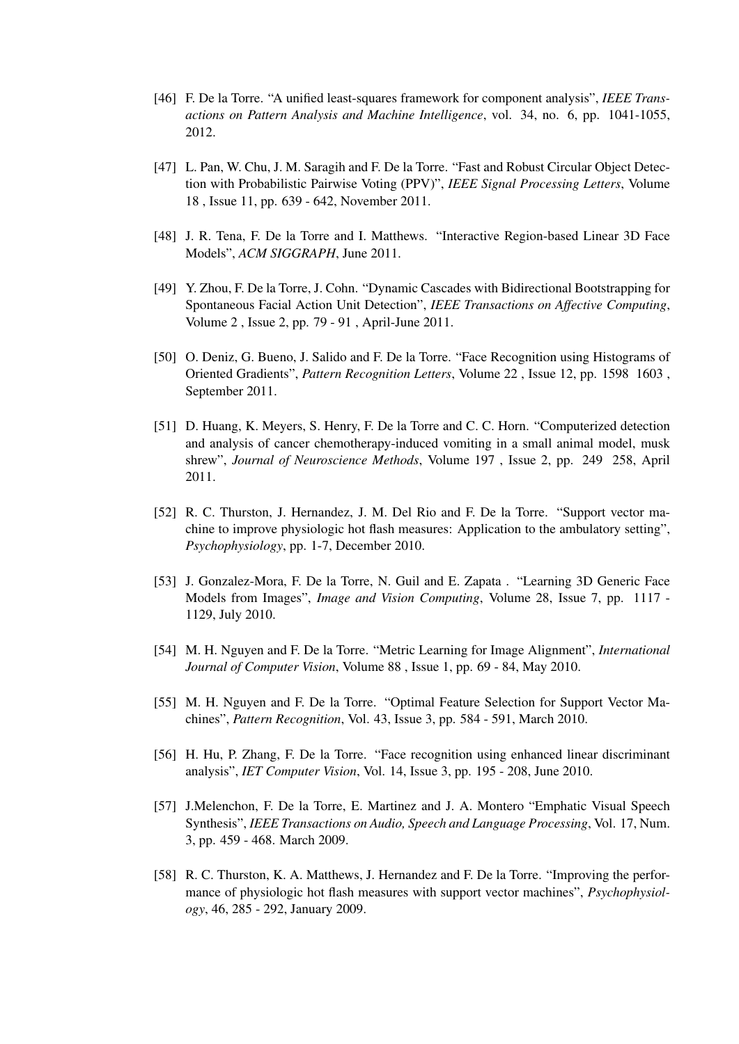[46] F. De la Torre. "A unified least-squares framework for component analysis", *IEEE Transactions on Pattern Analysis and Machine Intelligence*, vol. 34, no. 6, pp. 1041-1055, 2012.

[47] L. Pan, W. Chu, J. M. Saragih and F. De la Torre. "Fast and Robust Circular Object Detection with Probabilistic Pairwise Voting (PPV)", *IEEE Signal Processing Letters*, Volume 18 , Issue 11, pp. 639 - 642, November 2011.

[48] J. R. Tena, F. De la Torre and I. Matthews. "Interactive Region-based Linear 3D Face Models", *ACM SIGGRAPH*, June 2011.

[49] Y. Zhou, F. De la Torre, J. Cohn. "Dynamic Cascades with Bidirectional Bootstrapping for Spontaneous Facial Action Unit Detection", *IEEE Transactions on Affective Computing*, Volume 2 , Issue 2, pp. 79 - 91 , April-June 2011.

[50] O. Deniz, G. Bueno, J. Salido and F. De la Torre. "Face Recognition using Histograms of Oriented Gradients", *Pattern Recognition Letters*, Volume 22 , Issue 12, pp. 1598 1603 , September 2011.

[51] D. Huang, K. Meyers, S. Henry, F. De la Torre and C. C. Horn. "Computerized detection and analysis of cancer chemotherapy-induced vomiting in a small animal model, musk shrew", *Journal of Neuroscience Methods*, Volume 197 , Issue 2, pp. 249 258, April 2011.

[52] R. C. Thurston, J. Hernandez, J. M. Del Rio and F. De la Torre. "Support vector machine to improve physiologic hot flash measures: Application to the ambulatory setting", *Psychophysiology*, pp. 1-7, December 2010.

[53] J. Gonzalez-Mora, F. De la Torre, N. Guil and E. Zapata . "Learning 3D Generic Face Models from Images", *Image and Vision Computing*, Volume 28, Issue 7, pp. 1117 - 1129, July 2010.

[54] M. H. Nguyen and F. De la Torre. "Metric Learning for Image Alignment", *International Journal of Computer Vision*, Volume 88 , Issue 1, pp. 69 - 84, May 2010.

[55] M. H. Nguyen and F. De la Torre. "Optimal Feature Selection for Support Vector Machines", *Pattern Recognition*, Vol. 43, Issue 3, pp. 584 - 591, March 2010.

[56] H. Hu, P. Zhang, F. De la Torre. "Face recognition using enhanced linear discriminant analysis", *IET Computer Vision*, Vol. 14, Issue 3, pp. 195 - 208, June 2010.

[57] J.Melenchon, F. De la Torre, E. Martinez and J. A. Montero "Emphatic Visual Speech Synthesis", *IEEE Transactions on Audio, Speech and Language Processing*, Vol. 17, Num. 3, pp. 459 - 468. March 2009.

[58] R. C. Thurston, K. A. Matthews, J. Hernandez and F. De la Torre. "Improving the performance of physiologic hot flash measures with support vector machines", *Psychophysiology*, 46, 285 - 292, January 2009.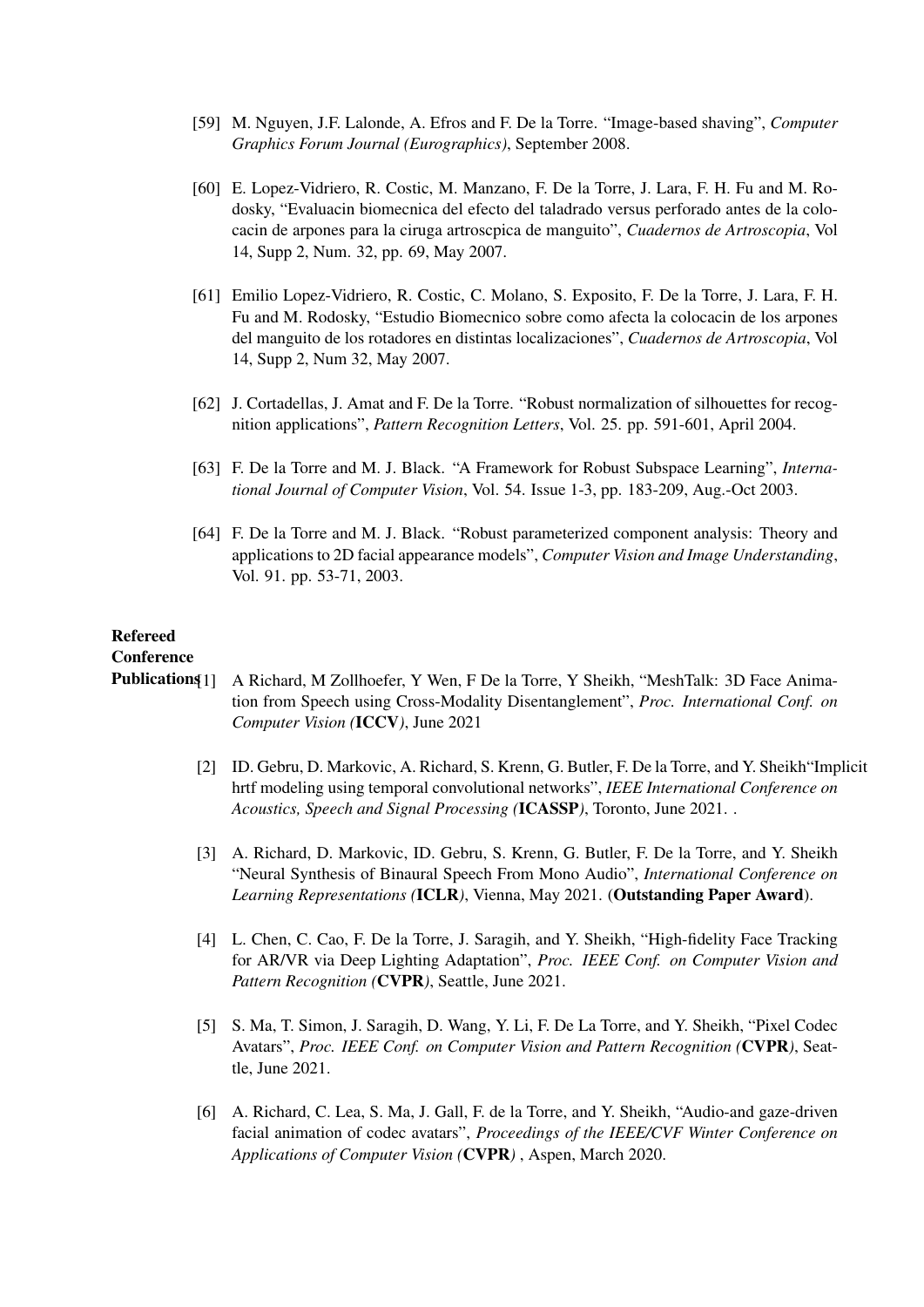[59] M. Nguyen, J.F. Lalonde, A. Efros and F. De la Torre. "Image-based shaving", *Computer Graphics Forum Journal (Eurographics)*, September 2008.

[60] E. Lopez-Vidriero, R. Costic, M. Manzano, F. De la Torre, J. Lara, F. H. Fu and M. Rodosky, "Evaluacin biomecnica del efecto del taladrado versus perforado antes de la colocacin de arpones para la ciruga artroscpica de manguito", *Cuadernos de Artroscopia*, Vol 14, Supp 2, Num. 32, pp. 69, May 2007.

[61] Emilio Lopez-Vidriero, R. Costic, C. Molano, S. Exposito, F. De la Torre, J. Lara, F. H. Fu and M. Rodosky, "Estudio Biomecnico sobre como afecta la colocacin de los arpones del manguito de los rotadores en distintas localizaciones", *Cuadernos de Artroscopia*, Vol 14, Supp 2, Num 32, May 2007.

[62] J. Cortadellas, J. Amat and F. De la Torre. "Robust normalization of silhouettes for recognition applications", *Pattern Recognition Letters*, Vol. 25. pp. 591-601, April 2004.

[63] F. De la Torre and M. J. Black. "A Framework for Robust Subspace Learning", *International Journal of Computer Vision*, Vol. 54. Issue 1-3, pp. 183-209, Aug.-Oct 2003.

[64] F. De la Torre and M. J. Black. "Robust parameterized component analysis: Theory and applications to 2D facial appearance models", *Computer Vision and Image Understanding*, Vol. 91. pp. 53-71, 2003.

## Refereed Conference Publications

[1] A Richard, M Zollhoefer, Y Wen, F De la Torre, Y Sheikh, "MeshTalk: 3D Face Animation from Speech using Cross-Modality Disentanglement", *Proc. International Conf. on Computer Vision (***ICCV***)*, June 2021

[2] ID. Gebru, D. Markovic, A. Richard, S. Krenn, G. Butler, F. De la Torre, and Y. Sheikh"Implicit hrtf modeling using temporal convolutional networks", *IEEE International Conference on Acoustics, Speech and Signal Processing (***ICASSP***)*, Toronto, June 2021. .

[3] A. Richard, D. Markovic, ID. Gebru, S. Krenn, G. Butler, F. De la Torre, and Y. Sheikh "Neural Synthesis of Binaural Speech From Mono Audio", *International Conference on Learning Representations (***ICLR***)*, Vienna, May 2021. (**Outstanding Paper Award**).

[4] L. Chen, C. Cao, F. De la Torre, J. Saragih, and Y. Sheikh, "High-fidelity Face Tracking for AR/VR via Deep Lighting Adaptation", *Proc. IEEE Conf. on Computer Vision and Pattern Recognition (***CVPR***)*, Seattle, June 2021.

[5] S. Ma, T. Simon, J. Saragih, D. Wang, Y. Li, F. De La Torre, and Y. Sheikh, "Pixel Codec Avatars", *Proc. IEEE Conf. on Computer Vision and Pattern Recognition (***CVPR***)*, Seattle, June 2021.

[6] A. Richard, C. Lea, S. Ma, J. Gall, F. de la Torre, and Y. Sheikh, "Audio-and gaze-driven facial animation of codec avatars", *Proceedings of the IEEE/CVF Winter Conference on Applications of Computer Vision (***CVPR***)* , Aspen, March 2020.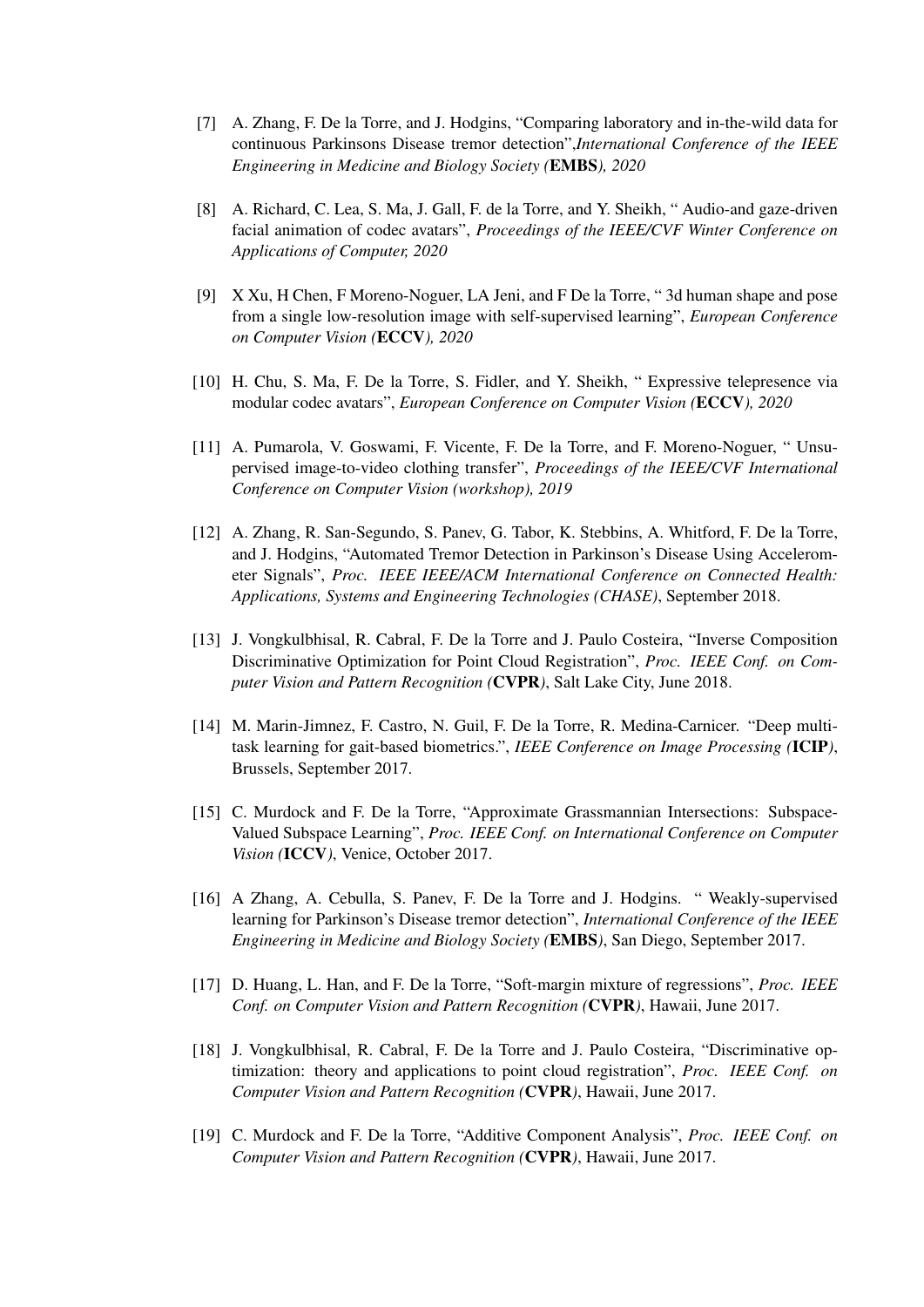[7] A. Zhang, F. De la Torre, and J. Hodgins, "Comparing laboratory and in-the-wild data for continuous Parkinsons Disease tremor detection",*International Conference of the IEEE Engineering in Medicine and Biology Society (***EMBS***), 2020*

[8] A. Richard, C. Lea, S. Ma, J. Gall, F. de la Torre, and Y. Sheikh, " Audio-and gaze-driven facial animation of codec avatars", *Proceedings of the IEEE/CVF Winter Conference on Applications of Computer, 2020*

[9] X Xu, H Chen, F Moreno-Noguer, LA Jeni, and F De la Torre, " 3d human shape and pose from a single low-resolution image with self-supervised learning", *European Conference on Computer Vision (***ECCV***), 2020*

[10] H. Chu, S. Ma, F. De la Torre, S. Fidler, and Y. Sheikh, " Expressive telepresence via modular codec avatars", *European Conference on Computer Vision (***ECCV***), 2020*

[11] A. Pumarola, V. Goswami, F. Vicente, F. De la Torre, and F. Moreno-Noguer, " Unsupervised image-to-video clothing transfer", *Proceedings of the IEEE/CVF International Conference on Computer Vision (workshop), 2019*

[12] A. Zhang, R. San-Segundo, S. Panev, G. Tabor, K. Stebbins, A. Whitford, F. De la Torre, and J. Hodgins, "Automated Tremor Detection in Parkinson's Disease Using Accelerometer Signals", *Proc. IEEE IEEE/ACM International Conference on Connected Health: Applications, Systems and Engineering Technologies (CHASE)*, September 2018.

[13] J. Vongkulbhisal, R. Cabral, F. De la Torre and J. Paulo Costeira, "Inverse Composition Discriminative Optimization for Point Cloud Registration", *Proc. IEEE Conf. on Computer Vision and Pattern Recognition (***CVPR***)*, Salt Lake City, June 2018.

[14] M. Marin-Jimnez, F. Castro, N. Guil, F. De la Torre, R. Medina-Carnicer. "Deep multitask learning for gait-based biometrics.", *IEEE Conference on Image Processing (***ICIP***)*, Brussels, September 2017.

[15] C. Murdock and F. De la Torre, "Approximate Grassmannian Intersections: Subspace-Valued Subspace Learning", *Proc. IEEE Conf. on International Conference on Computer Vision (***ICCV***)*, Venice, October 2017.

[16] A Zhang, A. Cebulla, S. Panev, F. De la Torre and J. Hodgins. " Weakly-supervised learning for Parkinson's Disease tremor detection", *International Conference of the IEEE Engineering in Medicine and Biology Society (***EMBS***)*, San Diego, September 2017.

[17] D. Huang, L. Han, and F. De la Torre, "Soft-margin mixture of regressions", *Proc. IEEE Conf. on Computer Vision and Pattern Recognition (***CVPR***)*, Hawaii, June 2017.

[18] J. Vongkulbhisal, R. Cabral, F. De la Torre and J. Paulo Costeira, "Discriminative optimization: theory and applications to point cloud registration", *Proc. IEEE Conf. on Computer Vision and Pattern Recognition (***CVPR***)*, Hawaii, June 2017.

[19] C. Murdock and F. De la Torre, "Additive Component Analysis", *Proc. IEEE Conf. on Computer Vision and Pattern Recognition (***CVPR***)*, Hawaii, June 2017.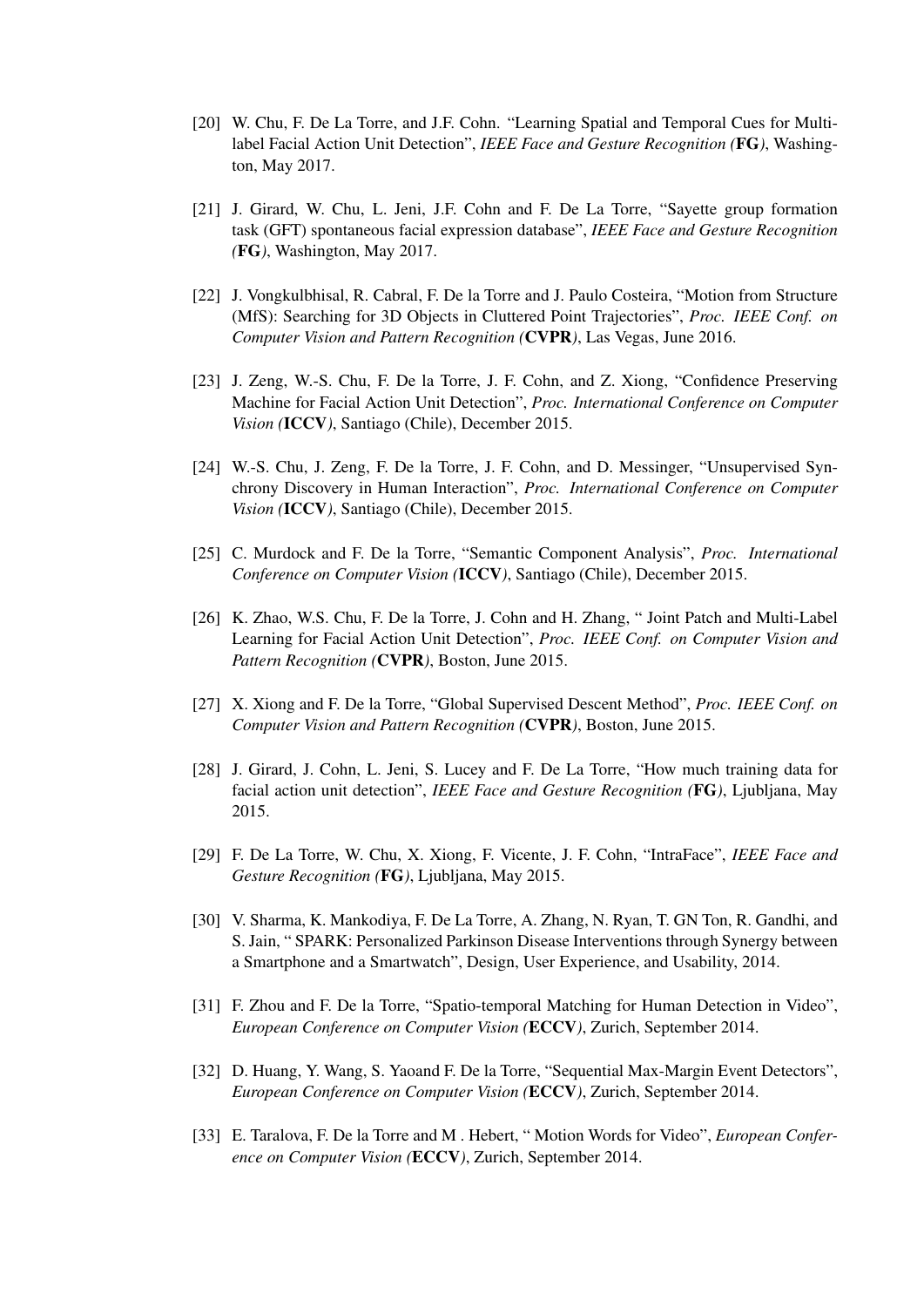[20] W. Chu, F. De La Torre, and J.F. Cohn. "Learning Spatial and Temporal Cues for Multi-label Facial Action Unit Detection", *IEEE Face and Gesture Recognition (***FG***)*, Washington, May 2017.

[21] J. Girard, W. Chu, L. Jeni, J.F. Cohn and F. De La Torre, "Sayette group formation task (GFT) spontaneous facial expression database", *IEEE Face and Gesture Recognition (***FG***)*, Washington, May 2017.

[22] J. Vongkulbhisal, R. Cabral, F. De la Torre and J. Paulo Costeira, "Motion from Structure (MfS): Searching for 3D Objects in Cluttered Point Trajectories", *Proc. IEEE Conf. on Computer Vision and Pattern Recognition (***CVPR***)*, Las Vegas, June 2016.

[23] J. Zeng, W.-S. Chu, F. De la Torre, J. F. Cohn, and Z. Xiong, "Confidence Preserving Machine for Facial Action Unit Detection", *Proc. International Conference on Computer Vision (***ICCV***)*, Santiago (Chile), December 2015.

[24] W.-S. Chu, J. Zeng, F. De la Torre, J. F. Cohn, and D. Messinger, "Unsupervised Synchrony Discovery in Human Interaction", *Proc. International Conference on Computer Vision (***ICCV***)*, Santiago (Chile), December 2015.

[25] C. Murdock and F. De la Torre, "Semantic Component Analysis", *Proc. International Conference on Computer Vision (***ICCV***)*, Santiago (Chile), December 2015.

[26] K. Zhao, W.S. Chu, F. De la Torre, J. Cohn and H. Zhang, " Joint Patch and Multi-Label Learning for Facial Action Unit Detection", *Proc. IEEE Conf. on Computer Vision and Pattern Recognition (***CVPR***)*, Boston, June 2015.

[27] X. Xiong and F. De la Torre, "Global Supervised Descent Method", *Proc. IEEE Conf. on Computer Vision and Pattern Recognition (***CVPR***)*, Boston, June 2015.

[28] J. Girard, J. Cohn, L. Jeni, S. Lucey and F. De La Torre, "How much training data for facial action unit detection", *IEEE Face and Gesture Recognition (***FG***)*, Ljubljana, May 2015.

[29] F. De La Torre, W. Chu, X. Xiong, F. Vicente, J. F. Cohn, "IntraFace", *IEEE Face and Gesture Recognition (***FG***)*, Ljubljana, May 2015.

[30] V. Sharma, K. Mankodiya, F. De La Torre, A. Zhang, N. Ryan, T. GN Ton, R. Gandhi, and S. Jain, " SPARK: Personalized Parkinson Disease Interventions through Synergy between a Smartphone and a Smartwatch", Design, User Experience, and Usability, 2014.

[31] F. Zhou and F. De la Torre, "Spatio-temporal Matching for Human Detection in Video", *European Conference on Computer Vision (***ECCV***)*, Zurich, September 2014.

[32] D. Huang, Y. Wang, S. Yaoand F. De la Torre, "Sequential Max-Margin Event Detectors", *European Conference on Computer Vision (***ECCV***)*, Zurich, September 2014.

[33] E. Taralova, F. De la Torre and M . Hebert, " Motion Words for Video", *European Conference on Computer Vision (***ECCV***)*, Zurich, September 2014.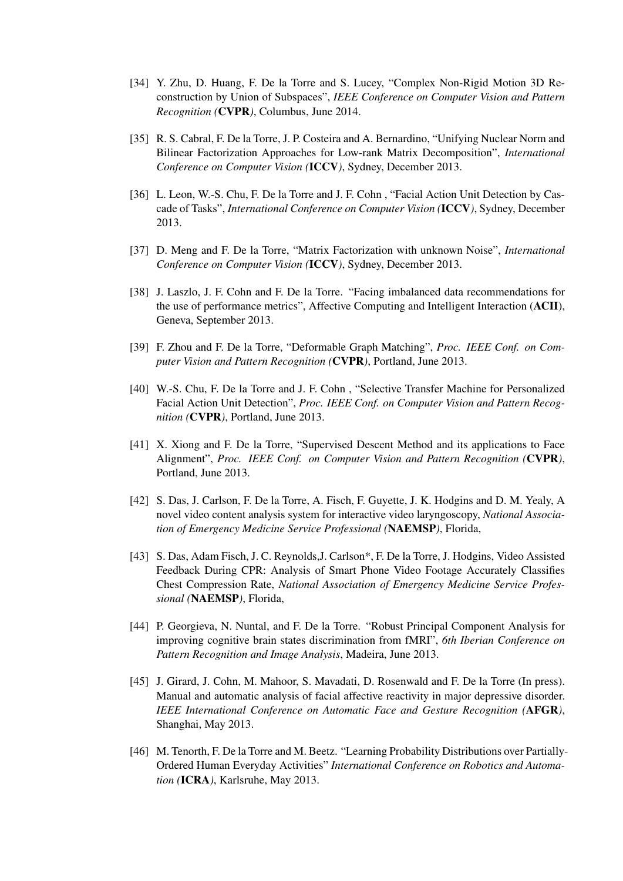[34] Y. Zhu, D. Huang, F. De la Torre and S. Lucey, "Complex Non-Rigid Motion 3D Reconstruction by Union of Subspaces", *IEEE Conference on Computer Vision and Pattern Recognition (***CVPR***)*, Columbus, June 2014.

[35] R. S. Cabral, F. De la Torre, J. P. Costeira and A. Bernardino, "Unifying Nuclear Norm and Bilinear Factorization Approaches for Low-rank Matrix Decomposition", *International Conference on Computer Vision (***ICCV***)*, Sydney, December 2013.

[36] L. Leon, W.-S. Chu, F. De la Torre and J. F. Cohn , "Facial Action Unit Detection by Cascade of Tasks", *International Conference on Computer Vision (***ICCV***)*, Sydney, December 2013.

[37] D. Meng and F. De la Torre, "Matrix Factorization with unknown Noise", *International Conference on Computer Vision (***ICCV***)*, Sydney, December 2013.

[38] J. Laszlo, J. F. Cohn and F. De la Torre. "Facing imbalanced data recommendations for the use of performance metrics", Affective Computing and Intelligent Interaction (**ACII**), Geneva, September 2013.

[39] F. Zhou and F. De la Torre, "Deformable Graph Matching", *Proc. IEEE Conf. on Computer Vision and Pattern Recognition (***CVPR***)*, Portland, June 2013.

[40] W.-S. Chu, F. De la Torre and J. F. Cohn , "Selective Transfer Machine for Personalized Facial Action Unit Detection", *Proc. IEEE Conf. on Computer Vision and Pattern Recognition (***CVPR***)*, Portland, June 2013.

[41] X. Xiong and F. De la Torre, "Supervised Descent Method and its applications to Face Alignment", *Proc. IEEE Conf. on Computer Vision and Pattern Recognition (***CVPR***)*, Portland, June 2013.

[42] S. Das, J. Carlson, F. De la Torre, A. Fisch, F. Guyette, J. K. Hodgins and D. M. Yealy, A novel video content analysis system for interactive video laryngoscopy, *National Association of Emergency Medicine Service Professional (***NAEMSP***)*, Florida,

[43] S. Das, Adam Fisch, J. C. Reynolds,J. Carlson*, F. De la Torre, J. Hodgins, Video Assisted Feedback During CPR: Analysis of Smart Phone Video Footage Accurately Classifies Chest Compression Rate, *National Association of Emergency Medicine Service Professional (***NAEMSP***)*, Florida,

[44] P. Georgieva, N. Nuntal, and F. De la Torre. "Robust Principal Component Analysis for improving cognitive brain states discrimination from fMRI", *6th Iberian Conference on Pattern Recognition and Image Analysis*, Madeira, June 2013.

[45] J. Girard, J. Cohn, M. Mahoor, S. Mavadati, D. Rosenwald and F. De la Torre (In press). Manual and automatic analysis of facial affective reactivity in major depressive disorder. *IEEE International Conference on Automatic Face and Gesture Recognition (***AFGR***)*, Shanghai, May 2013.

[46] M. Tenorth, F. De la Torre and M. Beetz. "Learning Probability Distributions over Partially-Ordered Human Everyday Activities" *International Conference on Robotics and Automation (***ICRA***)*, Karlsruhe, May 2013.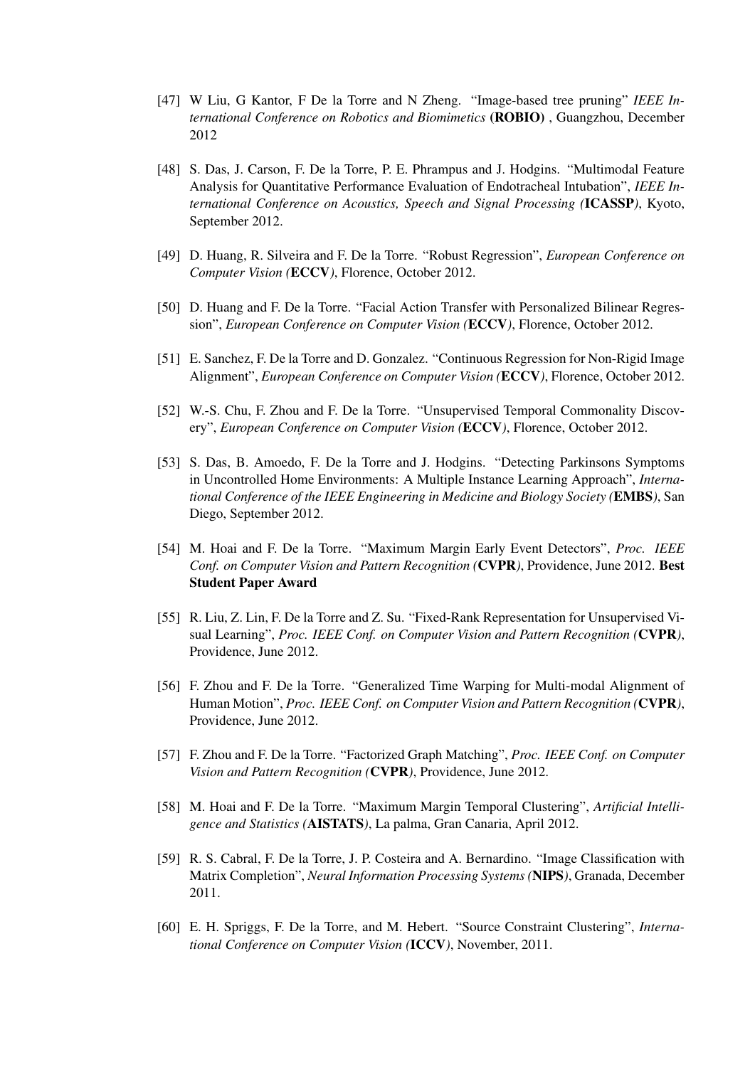[47] W Liu, G Kantor, F De la Torre and N Zheng. "Image-based tree pruning" *IEEE International Conference on Robotics and Biomimetics* (**ROBIO**) , Guangzhou, December 2012

[48] S. Das, J. Carson, F. De la Torre, P. E. Phrampus and J. Hodgins. "Multimodal Feature Analysis for Quantitative Performance Evaluation of Endotracheal Intubation", *IEEE International Conference on Acoustics, Speech and Signal Processing (***ICASSP***)*, Kyoto, September 2012.

[49] D. Huang, R. Silveira and F. De la Torre. "Robust Regression", *European Conference on Computer Vision (***ECCV***)*, Florence, October 2012.

[50] D. Huang and F. De la Torre. "Facial Action Transfer with Personalized Bilinear Regression", *European Conference on Computer Vision (***ECCV***)*, Florence, October 2012.

[51] E. Sanchez, F. De la Torre and D. Gonzalez. "Continuous Regression for Non-Rigid Image Alignment", *European Conference on Computer Vision (***ECCV***)*, Florence, October 2012.

[52] W.-S. Chu, F. Zhou and F. De la Torre. "Unsupervised Temporal Commonality Discovery", *European Conference on Computer Vision (***ECCV***)*, Florence, October 2012.

[53] S. Das, B. Amoedo, F. De la Torre and J. Hodgins. "Detecting Parkinsons Symptoms in Uncontrolled Home Environments: A Multiple Instance Learning Approach", *International Conference of the IEEE Engineering in Medicine and Biology Society (***EMBS***)*, San Diego, September 2012.

[54] M. Hoai and F. De la Torre. "Maximum Margin Early Event Detectors", *Proc. IEEE Conf. on Computer Vision and Pattern Recognition (***CVPR***)*, Providence, June 2012. **Best Student Paper Award**

[55] R. Liu, Z. Lin, F. De la Torre and Z. Su. "Fixed-Rank Representation for Unsupervised Visual Learning", *Proc. IEEE Conf. on Computer Vision and Pattern Recognition (***CVPR***)*, Providence, June 2012.

[56] F. Zhou and F. De la Torre. "Generalized Time Warping for Multi-modal Alignment of Human Motion", *Proc. IEEE Conf. on Computer Vision and Pattern Recognition (***CVPR***)*, Providence, June 2012.

[57] F. Zhou and F. De la Torre. "Factorized Graph Matching", *Proc. IEEE Conf. on Computer Vision and Pattern Recognition (***CVPR***)*, Providence, June 2012.

[58] M. Hoai and F. De la Torre. "Maximum Margin Temporal Clustering", *Artificial Intelligence and Statistics (***AISTATS***)*, La palma, Gran Canaria, April 2012.

[59] R. S. Cabral, F. De la Torre, J. P. Costeira and A. Bernardino. "Image Classification with Matrix Completion", *Neural Information Processing Systems (***NIPS***)*, Granada, December 2011.

[60] E. H. Spriggs, F. De la Torre, and M. Hebert. "Source Constraint Clustering", *International Conference on Computer Vision (***ICCV***)*, November, 2011.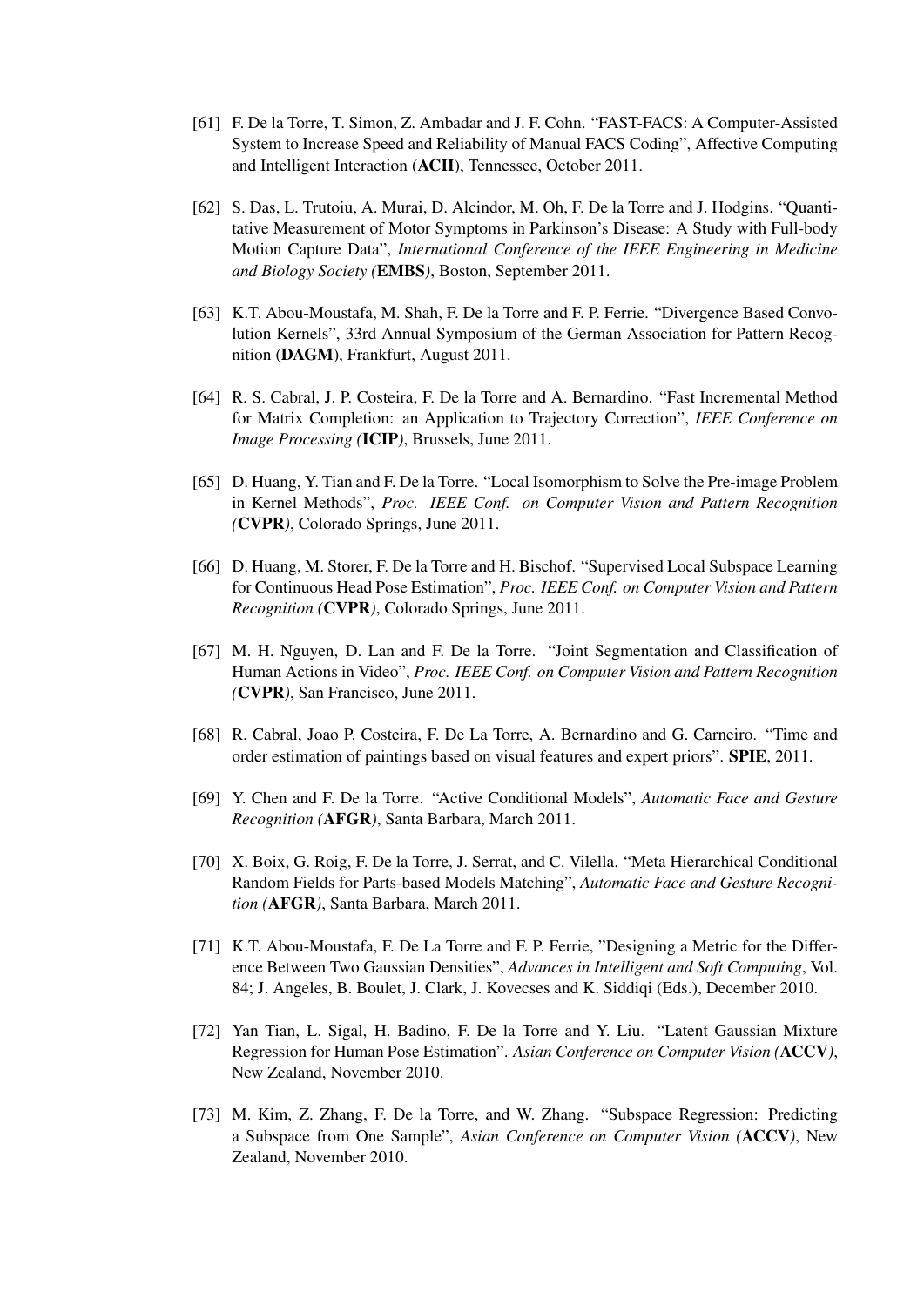[61] F. De la Torre, T. Simon, Z. Ambadar and J. F. Cohn. "FAST-FACS: A Computer-Assisted System to Increase Speed and Reliability of Manual FACS Coding", Affective Computing and Intelligent Interaction (**ACII**), Tennessee, October 2011.

[62] S. Das, L. Trutoiu, A. Murai, D. Alcindor, M. Oh, F. De la Torre and J. Hodgins. "Quantitative Measurement of Motor Symptoms in Parkinson's Disease: A Study with Full-body Motion Capture Data", *International Conference of the IEEE Engineering in Medicine and Biology Society (***EMBS***)*, Boston, September 2011.

[63] K.T. Abou-Moustafa, M. Shah, F. De la Torre and F. P. Ferrie. "Divergence Based Convolution Kernels", 33rd Annual Symposium of the German Association for Pattern Recognition (**DAGM**), Frankfurt, August 2011.

[64] R. S. Cabral, J. P. Costeira, F. De la Torre and A. Bernardino. "Fast Incremental Method for Matrix Completion: an Application to Trajectory Correction", *IEEE Conference on Image Processing (***ICIP***)*, Brussels, June 2011.

[65] D. Huang, Y. Tian and F. De la Torre. "Local Isomorphism to Solve the Pre-image Problem in Kernel Methods", *Proc. IEEE Conf. on Computer Vision and Pattern Recognition (***CVPR***)*, Colorado Springs, June 2011.

[66] D. Huang, M. Storer, F. De la Torre and H. Bischof. "Supervised Local Subspace Learning for Continuous Head Pose Estimation", *Proc. IEEE Conf. on Computer Vision and Pattern Recognition (***CVPR***)*, Colorado Springs, June 2011.

[67] M. H. Nguyen, D. Lan and F. De la Torre. "Joint Segmentation and Classification of Human Actions in Video", *Proc. IEEE Conf. on Computer Vision and Pattern Recognition (***CVPR***)*, San Francisco, June 2011.

[68] R. Cabral, Joao P. Costeira, F. De La Torre, A. Bernardino and G. Carneiro. "Time and order estimation of paintings based on visual features and expert priors". **SPIE**, 2011.

[69] Y. Chen and F. De la Torre. "Active Conditional Models", *Automatic Face and Gesture Recognition (***AFGR***)*, Santa Barbara, March 2011.

[70] X. Boix, G. Roig, F. De la Torre, J. Serrat, and C. Vilella. "Meta Hierarchical Conditional Random Fields for Parts-based Models Matching", *Automatic Face and Gesture Recognition (***AFGR***)*, Santa Barbara, March 2011.

[71] K.T. Abou-Moustafa, F. De La Torre and F. P. Ferrie, "Designing a Metric for the Difference Between Two Gaussian Densities", *Advances in Intelligent and Soft Computing*, Vol. 84; J. Angeles, B. Boulet, J. Clark, J. Kovecses and K. Siddiqi (Eds.), December 2010.

[72] Yan Tian, L. Sigal, H. Badino, F. De la Torre and Y. Liu. "Latent Gaussian Mixture Regression for Human Pose Estimation". *Asian Conference on Computer Vision (***ACCV***)*, New Zealand, November 2010.

[73] M. Kim, Z. Zhang, F. De la Torre, and W. Zhang. "Subspace Regression: Predicting a Subspace from One Sample", *Asian Conference on Computer Vision (***ACCV***)*, New Zealand, November 2010.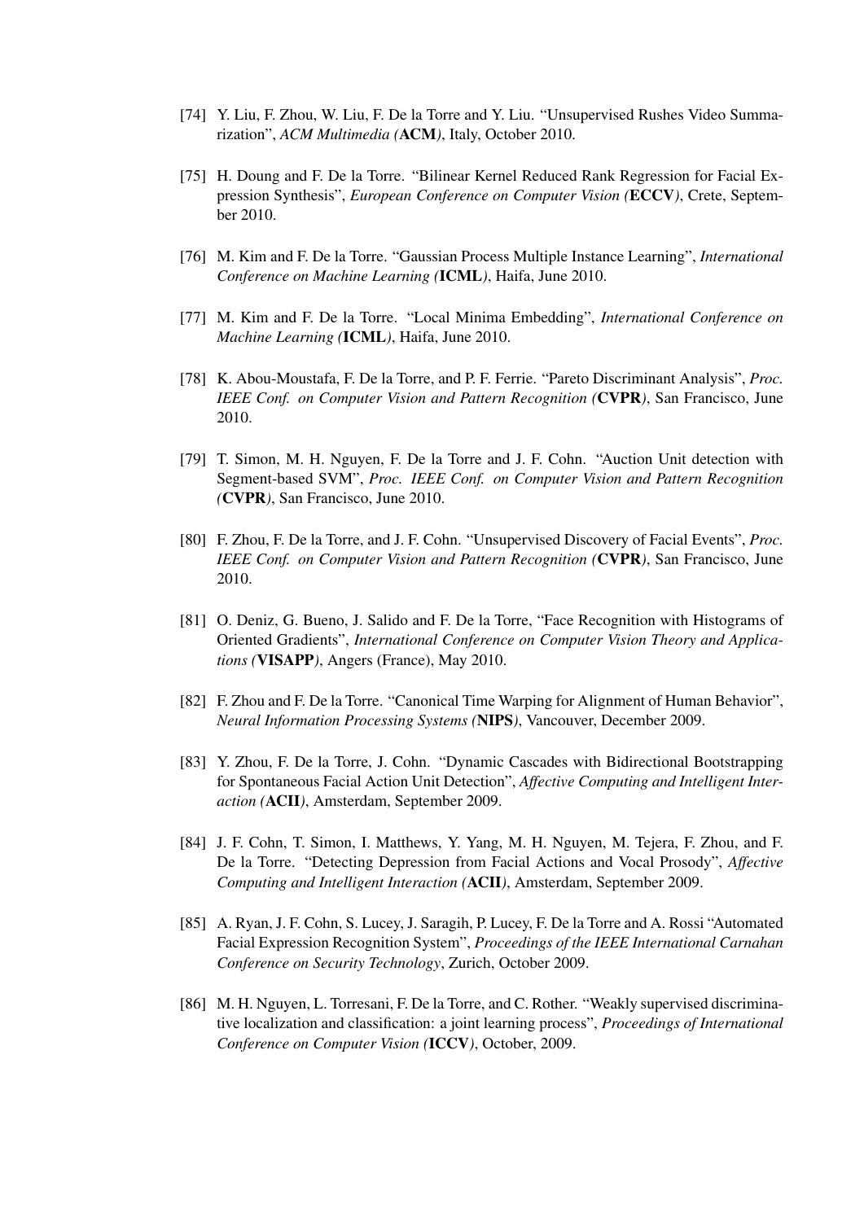[74] Y. Liu, F. Zhou, W. Liu, F. De la Torre and Y. Liu. "Unsupervised Rushes Video Summarization", *ACM Multimedia (***ACM***)*, Italy, October 2010.

[75] H. Doung and F. De la Torre. "Bilinear Kernel Reduced Rank Regression for Facial Expression Synthesis", *European Conference on Computer Vision (***ECCV***)*, Crete, September 2010.

[76] M. Kim and F. De la Torre. "Gaussian Process Multiple Instance Learning", *International Conference on Machine Learning (***ICML***)*, Haifa, June 2010.

[77] M. Kim and F. De la Torre. "Local Minima Embedding", *International Conference on Machine Learning (***ICML***)*, Haifa, June 2010.

[78] K. Abou-Moustafa, F. De la Torre, and P. F. Ferrie. "Pareto Discriminant Analysis", *Proc. IEEE Conf. on Computer Vision and Pattern Recognition (***CVPR***)*, San Francisco, June 2010.

[79] T. Simon, M. H. Nguyen, F. De la Torre and J. F. Cohn. "Auction Unit detection with Segment-based SVM", *Proc. IEEE Conf. on Computer Vision and Pattern Recognition (***CVPR***)*, San Francisco, June 2010.

[80] F. Zhou, F. De la Torre, and J. F. Cohn. "Unsupervised Discovery of Facial Events", *Proc. IEEE Conf. on Computer Vision and Pattern Recognition (***CVPR***)*, San Francisco, June 2010.

[81] O. Deniz, G. Bueno, J. Salido and F. De la Torre, "Face Recognition with Histograms of Oriented Gradients", *International Conference on Computer Vision Theory and Applications (***VISAPP***)*, Angers (France), May 2010.

[82] F. Zhou and F. De la Torre. "Canonical Time Warping for Alignment of Human Behavior", *Neural Information Processing Systems (***NIPS***)*, Vancouver, December 2009.

[83] Y. Zhou, F. De la Torre, J. Cohn. "Dynamic Cascades with Bidirectional Bootstrapping for Spontaneous Facial Action Unit Detection", *Affective Computing and Intelligent Interaction (***ACII***)*, Amsterdam, September 2009.

[84] J. F. Cohn, T. Simon, I. Matthews, Y. Yang, M. H. Nguyen, M. Tejera, F. Zhou, and F. De la Torre. "Detecting Depression from Facial Actions and Vocal Prosody", *Affective Computing and Intelligent Interaction (***ACII***)*, Amsterdam, September 2009.

[85] A. Ryan, J. F. Cohn, S. Lucey, J. Saragih, P. Lucey, F. De la Torre and A. Rossi "Automated Facial Expression Recognition System", *Proceedings of the IEEE International Carnahan Conference on Security Technology*, Zurich, October 2009.

[86] M. H. Nguyen, L. Torresani, F. De la Torre, and C. Rother. "Weakly supervised discriminative localization and classification: a joint learning process", *Proceedings of International Conference on Computer Vision (***ICCV***)*, October, 2009.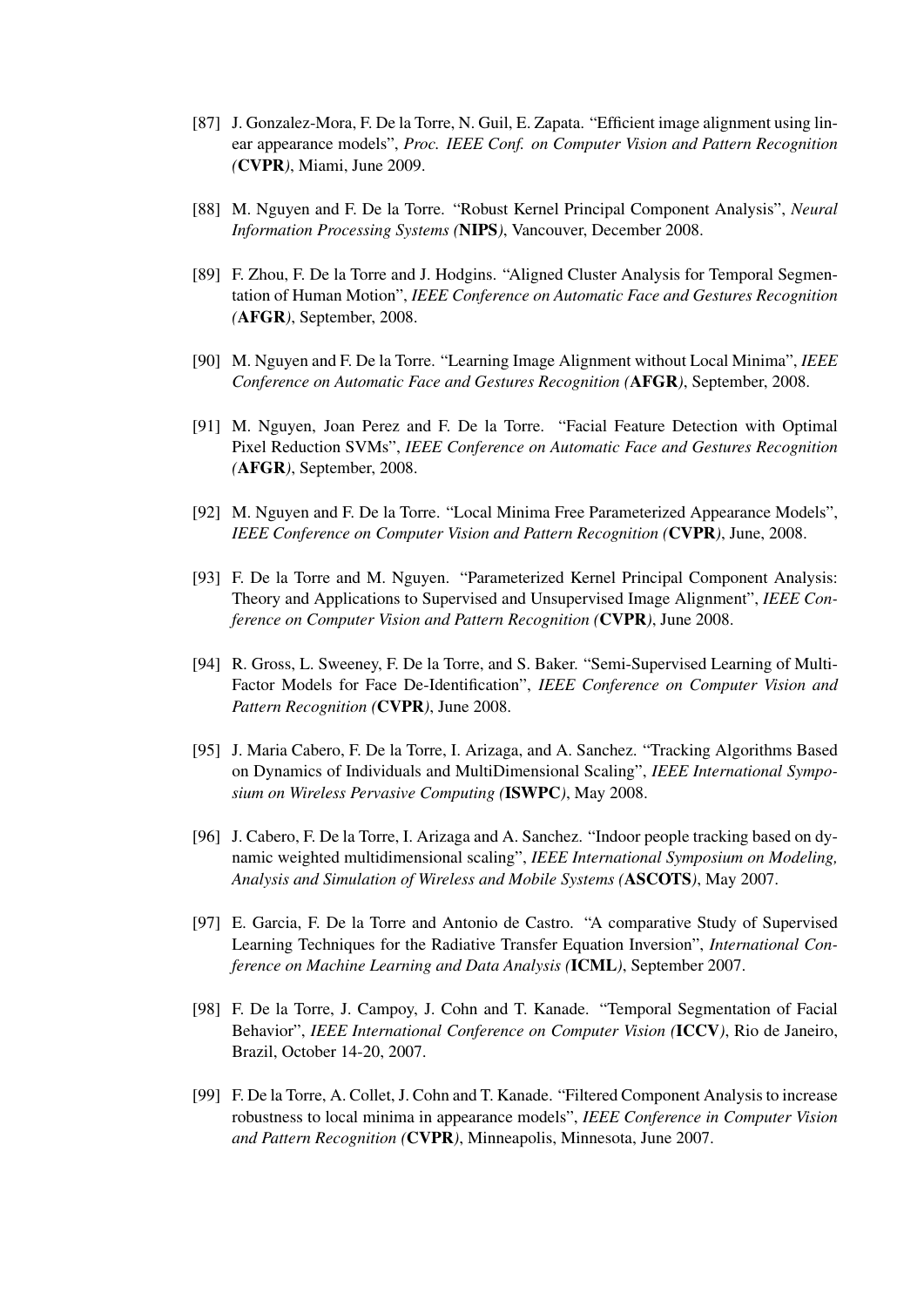[87] J. Gonzalez-Mora, F. De la Torre, N. Guil, E. Zapata. "Efficient image alignment using linear appearance models", *Proc. IEEE Conf. on Computer Vision and Pattern Recognition (***CVPR***)*, Miami, June 2009.

[88] M. Nguyen and F. De la Torre. "Robust Kernel Principal Component Analysis", *Neural Information Processing Systems (***NIPS***)*, Vancouver, December 2008.

[89] F. Zhou, F. De la Torre and J. Hodgins. "Aligned Cluster Analysis for Temporal Segmentation of Human Motion", *IEEE Conference on Automatic Face and Gestures Recognition (***AFGR***)*, September, 2008.

[90] M. Nguyen and F. De la Torre. "Learning Image Alignment without Local Minima", *IEEE Conference on Automatic Face and Gestures Recognition (***AFGR***)*, September, 2008.

[91] M. Nguyen, Joan Perez and F. De la Torre. "Facial Feature Detection with Optimal Pixel Reduction SVMs", *IEEE Conference on Automatic Face and Gestures Recognition (***AFGR***)*, September, 2008.

[92] M. Nguyen and F. De la Torre. "Local Minima Free Parameterized Appearance Models", *IEEE Conference on Computer Vision and Pattern Recognition (***CVPR***)*, June, 2008.

[93] F. De la Torre and M. Nguyen. "Parameterized Kernel Principal Component Analysis: Theory and Applications to Supervised and Unsupervised Image Alignment", *IEEE Conference on Computer Vision and Pattern Recognition (***CVPR***)*, June 2008.

[94] R. Gross, L. Sweeney, F. De la Torre, and S. Baker. "Semi-Supervised Learning of Multi-Factor Models for Face De-Identification", *IEEE Conference on Computer Vision and Pattern Recognition (***CVPR***)*, June 2008.

[95] J. Maria Cabero, F. De la Torre, I. Arizaga, and A. Sanchez. "Tracking Algorithms Based on Dynamics of Individuals and MultiDimensional Scaling", *IEEE International Symposium on Wireless Pervasive Computing (***ISWPC***)*, May 2008.

[96] J. Cabero, F. De la Torre, I. Arizaga and A. Sanchez. "Indoor people tracking based on dynamic weighted multidimensional scaling", *IEEE International Symposium on Modeling, Analysis and Simulation of Wireless and Mobile Systems (***ASCOTS***)*, May 2007.

[97] E. Garcia, F. De la Torre and Antonio de Castro. "A comparative Study of Supervised Learning Techniques for the Radiative Transfer Equation Inversion", *International Conference on Machine Learning and Data Analysis (***ICML***)*, September 2007.

[98] F. De la Torre, J. Campoy, J. Cohn and T. Kanade. "Temporal Segmentation of Facial Behavior", *IEEE International Conference on Computer Vision (***ICCV***)*, Rio de Janeiro, Brazil, October 14-20, 2007.

[99] F. De la Torre, A. Collet, J. Cohn and T. Kanade. "Filtered Component Analysis to increase robustness to local minima in appearance models", *IEEE Conference in Computer Vision and Pattern Recognition (***CVPR***)*, Minneapolis, Minnesota, June 2007.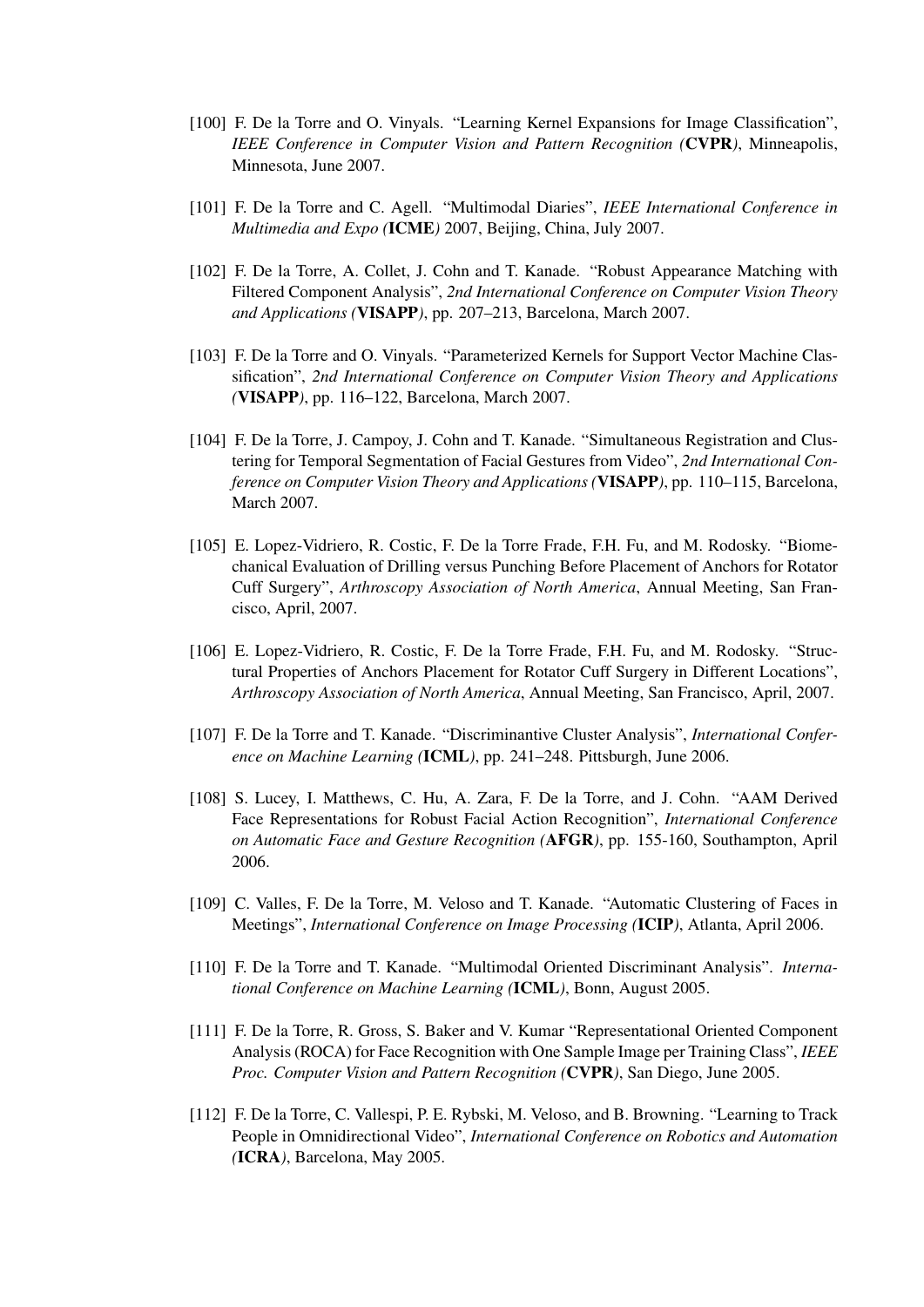[100] F. De la Torre and O. Vinyals. "Learning Kernel Expansions for Image Classification", *IEEE Conference in Computer Vision and Pattern Recognition (***CVPR***)*, Minneapolis, Minnesota, June 2007.

[101] F. De la Torre and C. Agell. "Multimodal Diaries", *IEEE International Conference in Multimedia and Expo (***ICME***)* 2007, Beijing, China, July 2007.

[102] F. De la Torre, A. Collet, J. Cohn and T. Kanade. "Robust Appearance Matching with Filtered Component Analysis", *2nd International Conference on Computer Vision Theory and Applications (***VISAPP***)*, pp. 207–213, Barcelona, March 2007.

[103] F. De la Torre and O. Vinyals. "Parameterized Kernels for Support Vector Machine Classification", *2nd International Conference on Computer Vision Theory and Applications (***VISAPP***)*, pp. 116–122, Barcelona, March 2007.

[104] F. De la Torre, J. Campoy, J. Cohn and T. Kanade. "Simultaneous Registration and Clustering for Temporal Segmentation of Facial Gestures from Video", *2nd International Conference on Computer Vision Theory and Applications (***VISAPP***)*, pp. 110–115, Barcelona, March 2007.

[105] E. Lopez-Vidriero, R. Costic, F. De la Torre Frade, F.H. Fu, and M. Rodosky. "Biomechanical Evaluation of Drilling versus Punching Before Placement of Anchors for Rotator Cuff Surgery", *Arthroscopy Association of North America*, Annual Meeting, San Francisco, April, 2007.

[106] E. Lopez-Vidriero, R. Costic, F. De la Torre Frade, F.H. Fu, and M. Rodosky. "Structural Properties of Anchors Placement for Rotator Cuff Surgery in Different Locations", *Arthroscopy Association of North America*, Annual Meeting, San Francisco, April, 2007.

[107] F. De la Torre and T. Kanade. "Discriminantive Cluster Analysis", *International Conference on Machine Learning (***ICML***)*, pp. 241–248. Pittsburgh, June 2006.

[108] S. Lucey, I. Matthews, C. Hu, A. Zara, F. De la Torre, and J. Cohn. "AAM Derived Face Representations for Robust Facial Action Recognition", *International Conference on Automatic Face and Gesture Recognition (***AFGR***)*, pp. 155-160, Southampton, April 2006.

[109] C. Valles, F. De la Torre, M. Veloso and T. Kanade. "Automatic Clustering of Faces in Meetings", *International Conference on Image Processing (***ICIP***)*, Atlanta, April 2006.

[110] F. De la Torre and T. Kanade. "Multimodal Oriented Discriminant Analysis". *International Conference on Machine Learning (***ICML***)*, Bonn, August 2005.

[111] F. De la Torre, R. Gross, S. Baker and V. Kumar "Representational Oriented Component Analysis (ROCA) for Face Recognition with One Sample Image per Training Class", *IEEE Proc. Computer Vision and Pattern Recognition (***CVPR***)*, San Diego, June 2005.

[112] F. De la Torre, C. Vallespi, P. E. Rybski, M. Veloso, and B. Browning. "Learning to Track People in Omnidirectional Video", *International Conference on Robotics and Automation (***ICRA***)*, Barcelona, May 2005.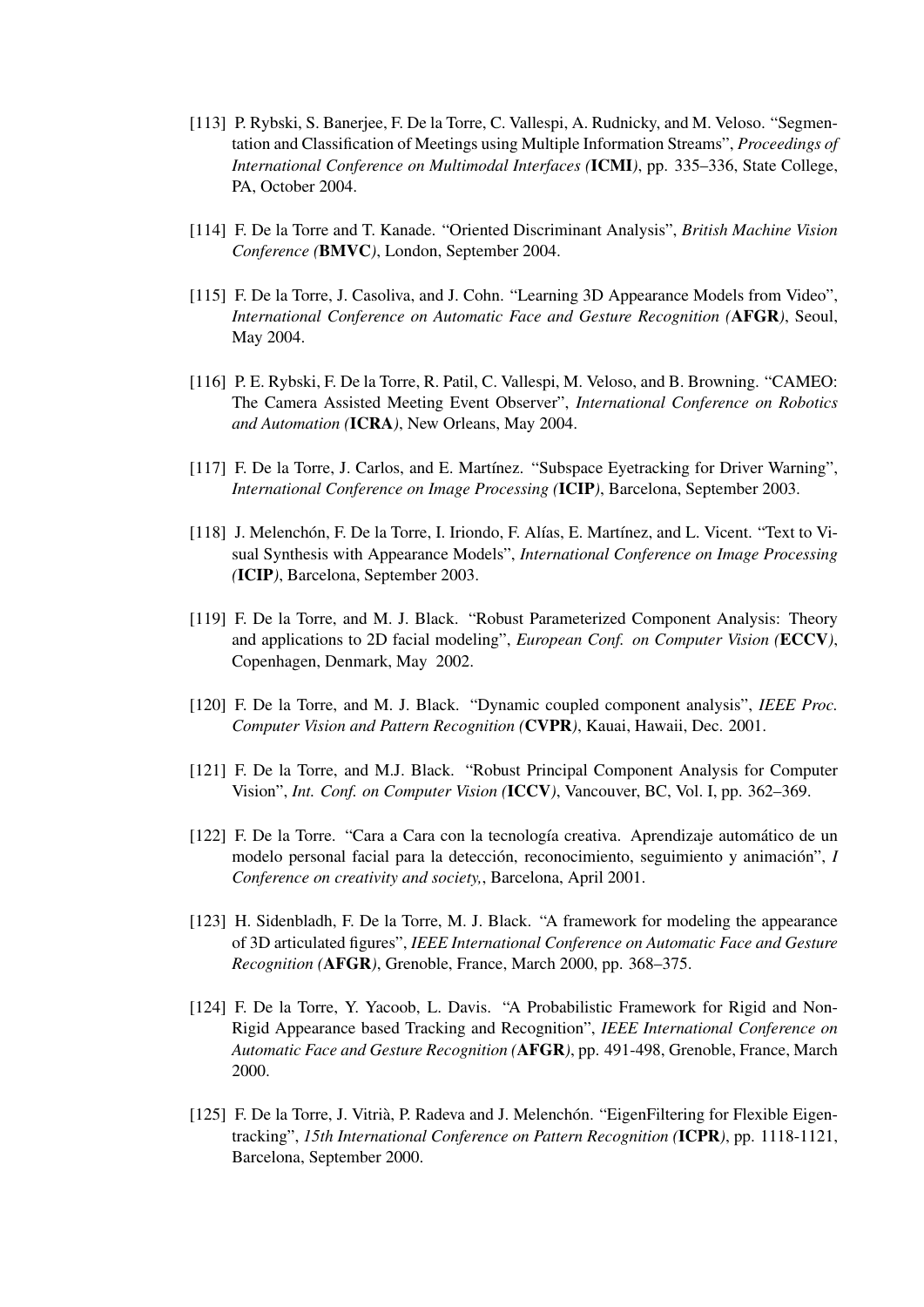[113] P. Rybski, S. Banerjee, F. De la Torre, C. Vallespi, A. Rudnicky, and M. Veloso. "Segmentation and Classification of Meetings using Multiple Information Streams", *Proceedings of International Conference on Multimodal Interfaces (***ICMI***)*, pp. 335–336, State College, PA, October 2004.

[114] F. De la Torre and T. Kanade. "Oriented Discriminant Analysis", *British Machine Vision Conference (***BMVC***)*, London, September 2004.

[115] F. De la Torre, J. Casoliva, and J. Cohn. "Learning 3D Appearance Models from Video", *International Conference on Automatic Face and Gesture Recognition (***AFGR***)*, Seoul, May 2004.

[116] P. E. Rybski, F. De la Torre, R. Patil, C. Vallespi, M. Veloso, and B. Browning. "CAMEO: The Camera Assisted Meeting Event Observer", *International Conference on Robotics and Automation (***ICRA***)*, New Orleans, May 2004.

[117] F. De la Torre, J. Carlos, and E. Martínez. "Subspace Eyetracking for Driver Warning", *International Conference on Image Processing (***ICIP***)*, Barcelona, September 2003.

[118] J. Melenchón, F. De la Torre, I. Iriondo, F. Alías, E. Martínez, and L. Vicent. "Text to Visual Synthesis with Appearance Models", *International Conference on Image Processing (***ICIP***)*, Barcelona, September 2003.

[119] F. De la Torre, and M. J. Black. "Robust Parameterized Component Analysis: Theory and applications to 2D facial modeling", *European Conf. on Computer Vision (***ECCV***)*, Copenhagen, Denmark, May 2002.

[120] F. De la Torre, and M. J. Black. "Dynamic coupled component analysis", *IEEE Proc. Computer Vision and Pattern Recognition (***CVPR***)*, Kauai, Hawaii, Dec. 2001.

[121] F. De la Torre, and M.J. Black. "Robust Principal Component Analysis for Computer Vision", *Int. Conf. on Computer Vision (***ICCV***)*, Vancouver, BC, Vol. I, pp. 362–369.

[122] F. De la Torre. "Cara a Cara con la tecnología creativa. Aprendizaje automático de un modelo personal facial para la detección, reconocimiento, seguimiento y animación", *I Conference on creativity and society,*, Barcelona, April 2001.

[123] H. Sidenbladh, F. De la Torre, M. J. Black. "A framework for modeling the appearance of 3D articulated figures", *IEEE International Conference on Automatic Face and Gesture Recognition (***AFGR***)*, Grenoble, France, March 2000, pp. 368–375.

[124] F. De la Torre, Y. Yacoob, L. Davis. "A Probabilistic Framework for Rigid and Non-Rigid Appearance based Tracking and Recognition", *IEEE International Conference on Automatic Face and Gesture Recognition (***AFGR***)*, pp. 491-498, Grenoble, France, March 2000.

[125] F. De la Torre, J. Vitrià, P. Radeva and J. Melenchón. "EigenFiltering for Flexible Eigentracking", *15th International Conference on Pattern Recognition (***ICPR***)*, pp. 1118-1121, Barcelona, September 2000.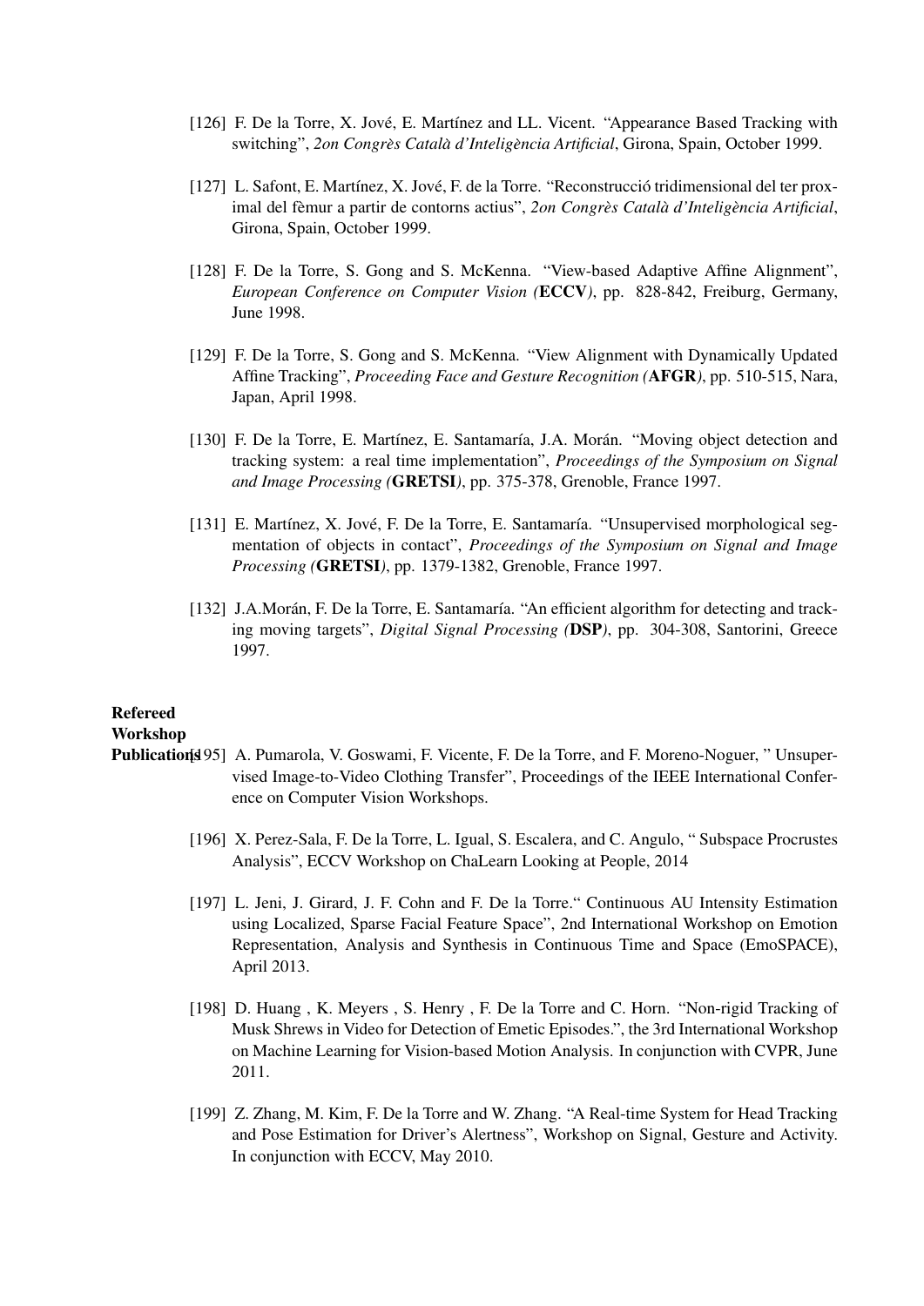[126] F. De la Torre, X. Jové, E. Martínez and LL. Vicent. "Appearance Based Tracking with switching", *2on Congrès Català d'Intelligència Artificial*, Girona, Spain, October 1999.

[127] L. Safont, E. Martínez, X. Jové, F. de la Torre. "Reconstrucció tridimensional del ter proximal del fèmur a partir de contorns actius", *2on Congrès Català d'Intelligència Artificial*, Girona, Spain, October 1999.

[128] F. De la Torre, S. Gong and S. McKenna. "View-based Adaptive Affine Alignment", *European Conference on Computer Vision (***ECCV***)*, pp. 828-842, Freiburg, Germany, June 1998.

[129] F. De la Torre, S. Gong and S. McKenna. "View Alignment with Dynamically Updated Affine Tracking", *Proceeding Face and Gesture Recognition (***AFGR***)*, pp. 510-515, Nara, Japan, April 1998.

[130] F. De la Torre, E. Martínez, E. Santamaría, J.A. Morán. "Moving object detection and tracking system: a real time implementation", *Proceedings of the Symposium on Signal and Image Processing (***GRETSI***)*, pp. 375-378, Grenoble, France 1997.

[131] E. Martínez, X. Jové, F. De la Torre, E. Santamaría. "Unsupervised morphological segmentation of objects in contact", *Proceedings of the Symposium on Signal and Image Processing (***GRETSI***)*, pp. 1379-1382, Grenoble, France 1997.

[132] J.A.Morán, F. De la Torre, E. Santamaría. "An efficient algorithm for detecting and tracking moving targets", *Digital Signal Processing (***DSP***)*, pp. 304-308, Santorini, Greece 1997.

**Refereed Workshop Publications**

[195] A. Pumarola, V. Goswami, F. Vicente, F. De la Torre, and F. Moreno-Noguer, " Unsupervised Image-to-Video Clothing Transfer", Proceedings of the IEEE International Conference on Computer Vision Workshops.

[196] X. Perez-Sala, F. De la Torre, L. Igual, S. Escalera, and C. Angulo, " Subspace Procrustes Analysis", ECCV Workshop on ChaLearn Looking at People, 2014

[197] L. Jeni, J. Girard, J. F. Cohn and F. De la Torre." Continuous AU Intensity Estimation using Localized, Sparse Facial Feature Space", 2nd International Workshop on Emotion Representation, Analysis and Synthesis in Continuous Time and Space (EmoSPACE), April 2013.

[198] D. Huang , K. Meyers , S. Henry , F. De la Torre and C. Horn. "Non-rigid Tracking of Musk Shrews in Video for Detection of Emetic Episodes.", the 3rd International Workshop on Machine Learning for Vision-based Motion Analysis. In conjunction with CVPR, June 2011.

[199] Z. Zhang, M. Kim, F. De la Torre and W. Zhang. "A Real-time System for Head Tracking and Pose Estimation for Driver's Alertness", Workshop on Signal, Gesture and Activity. In conjunction with ECCV, May 2010.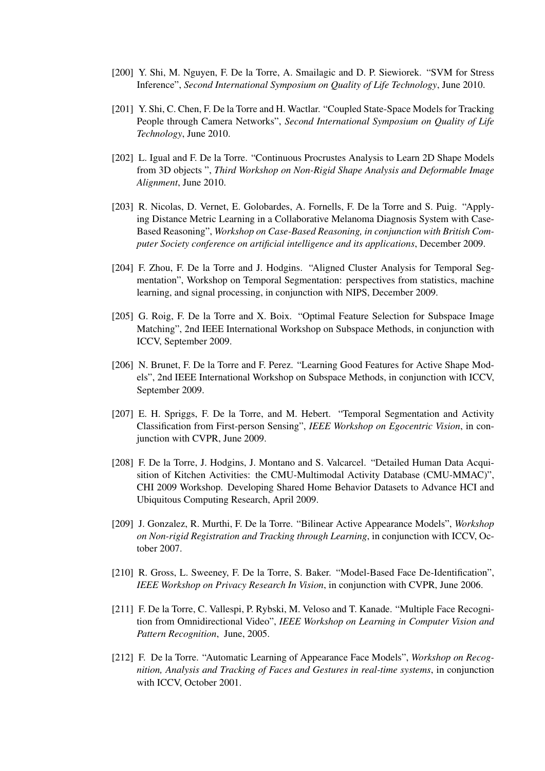[200] Y. Shi, M. Nguyen, F. De la Torre, A. Smailagic and D. P. Siewiorek. "SVM for Stress Inference", *Second International Symposium on Quality of Life Technology*, June 2010.

[201] Y. Shi, C. Chen, F. De la Torre and H. Wactlar. "Coupled State-Space Models for Tracking People through Camera Networks", *Second International Symposium on Quality of Life Technology*, June 2010.

[202] L. Igual and F. De la Torre. "Continuous Procrustes Analysis to Learn 2D Shape Models from 3D objects ", *Third Workshop on Non-Rigid Shape Analysis and Deformable Image Alignment*, June 2010.

[203] R. Nicolas, D. Vernet, E. Golobardes, A. Fornells, F. De la Torre and S. Puig. "Applying Distance Metric Learning in a Collaborative Melanoma Diagnosis System with Case-Based Reasoning", *Workshop on Case-Based Reasoning, in conjunction with British Computer Society conference on artificial intelligence and its applications*, December 2009.

[204] F. Zhou, F. De la Torre and J. Hodgins. "Aligned Cluster Analysis for Temporal Segmentation", Workshop on Temporal Segmentation: perspectives from statistics, machine learning, and signal processing, in conjunction with NIPS, December 2009.

[205] G. Roig, F. De la Torre and X. Boix. "Optimal Feature Selection for Subspace Image Matching", 2nd IEEE International Workshop on Subspace Methods, in conjunction with ICCV, September 2009.

[206] N. Brunet, F. De la Torre and F. Perez. "Learning Good Features for Active Shape Models", 2nd IEEE International Workshop on Subspace Methods, in conjunction with ICCV, September 2009.

[207] E. H. Spriggs, F. De la Torre, and M. Hebert. "Temporal Segmentation and Activity Classification from First-person Sensing", *IEEE Workshop on Egocentric Vision*, in conjunction with CVPR, June 2009.

[208] F. De la Torre, J. Hodgins, J. Montano and S. Valcarcel. "Detailed Human Data Acquisition of Kitchen Activities: the CMU-Multimodal Activity Database (CMU-MMAC)", CHI 2009 Workshop. Developing Shared Home Behavior Datasets to Advance HCI and Ubiquitous Computing Research, April 2009.

[209] J. Gonzalez, R. Murthi, F. De la Torre. "Bilinear Active Appearance Models", *Workshop on Non-rigid Registration and Tracking through Learning*, in conjunction with ICCV, October 2007.

[210] R. Gross, L. Sweeney, F. De la Torre, S. Baker. "Model-Based Face De-Identification", *IEEE Workshop on Privacy Research In Vision*, in conjunction with CVPR, June 2006.

[211] F. De la Torre, C. Vallespi, P. Rybski, M. Veloso and T. Kanade. "Multiple Face Recognition from Omnidirectional Video", *IEEE Workshop on Learning in Computer Vision and Pattern Recognition*, June, 2005.

[212] F. De la Torre. "Automatic Learning of Appearance Face Models", *Workshop on Recognition, Analysis and Tracking of Faces and Gestures in real-time systems*, in conjunction with ICCV, October 2001.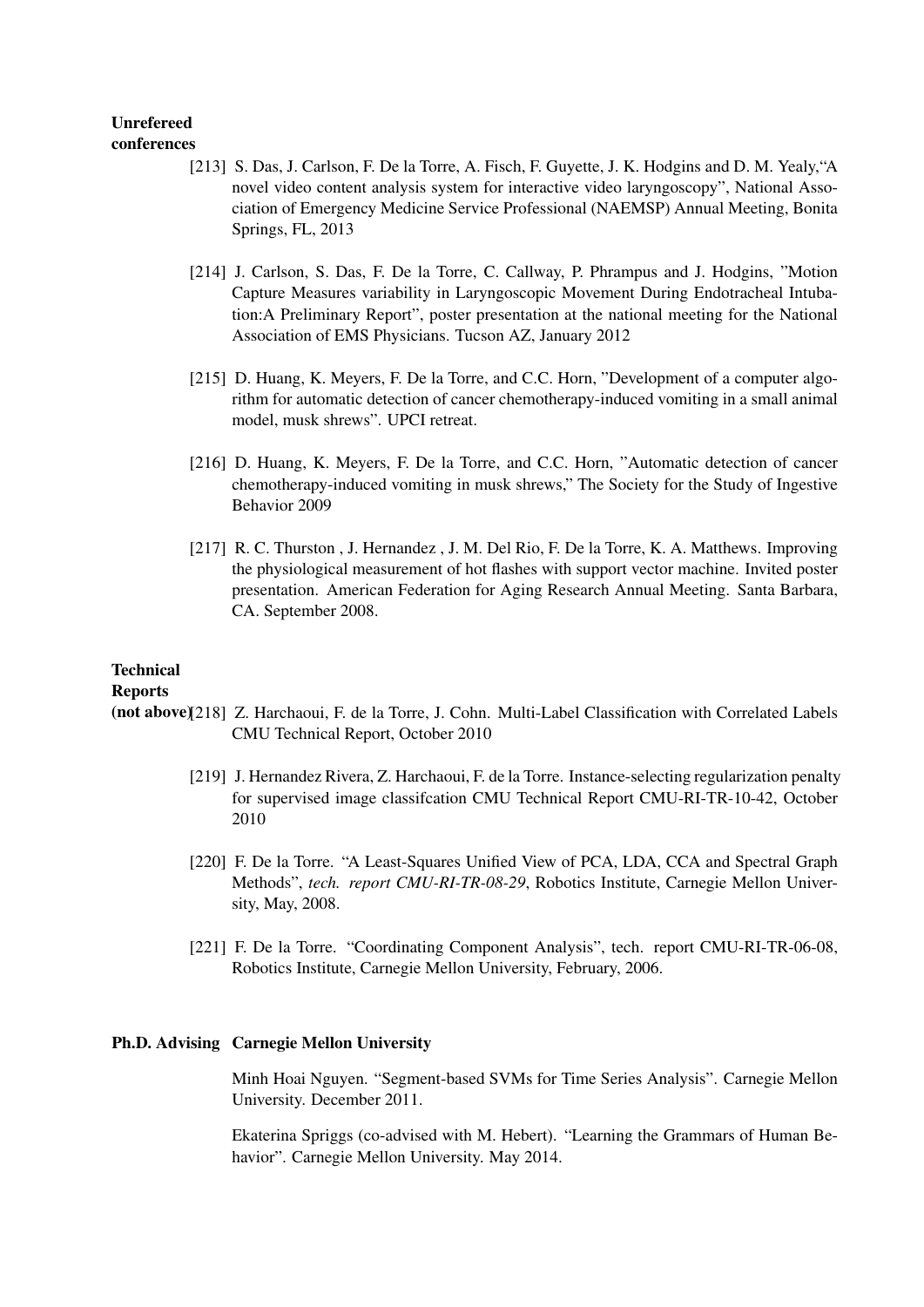**Unrefereed conferences**

[213] S. Das, J. Carlson, F. De la Torre, A. Fisch, F. Guyette, J. K. Hodgins and D. M. Yealy,"A novel video content analysis system for interactive video laryngoscopy", National Association of Emergency Medicine Service Professional (NAEMSP) Annual Meeting, Bonita Springs, FL, 2013

[214] J. Carlson, S. Das, F. De la Torre, C. Callway, P. Phrampus and J. Hodgins, "Motion Capture Measures variability in Laryngoscopic Movement During Endotracheal Intubation:A Preliminary Report", poster presentation at the national meeting for the National Association of EMS Physicians. Tucson AZ, January 2012

[215] D. Huang, K. Meyers, F. De la Torre, and C.C. Horn, "Development of a computer algorithm for automatic detection of cancer chemotherapy-induced vomiting in a small animal model, musk shrews". UPCI retreat.

[216] D. Huang, K. Meyers, F. De la Torre, and C.C. Horn, "Automatic detection of cancer chemotherapy-induced vomiting in musk shrews," The Society for the Study of Ingestive Behavior 2009

[217] R. C. Thurston , J. Hernandez , J. M. Del Rio, F. De la Torre, K. A. Matthews. Improving the physiological measurement of hot flashes with support vector machine. Invited poster presentation. American Federation for Aging Research Annual Meeting. Santa Barbara, CA. September 2008.

**Technical Reports (not above)**

[218] Z. Harchaoui, F. de la Torre, J. Cohn. Multi-Label Classification with Correlated Labels CMU Technical Report, October 2010

[219] J. Hernandez Rivera, Z. Harchaoui, F. de la Torre. Instance-selecting regularization penalty for supervised image classifcation CMU Technical Report CMU-RI-TR-10-42, October 2010

[220] F. De la Torre. "A Least-Squares Unified View of PCA, LDA, CCA and Spectral Graph Methods", *tech. report CMU-RI-TR-08-29*, Robotics Institute, Carnegie Mellon University, May, 2008.

[221] F. De la Torre. "Coordinating Component Analysis", tech. report CMU-RI-TR-06-08, Robotics Institute, Carnegie Mellon University, February, 2006.

**Ph.D. Advising** **Carnegie Mellon University**

Minh Hoai Nguyen. "Segment-based SVMs for Time Series Analysis". Carnegie Mellon University. December 2011.

Ekaterina Spriggs (co-advised with M. Hebert). "Learning the Grammars of Human Behavior". Carnegie Mellon University. May 2014.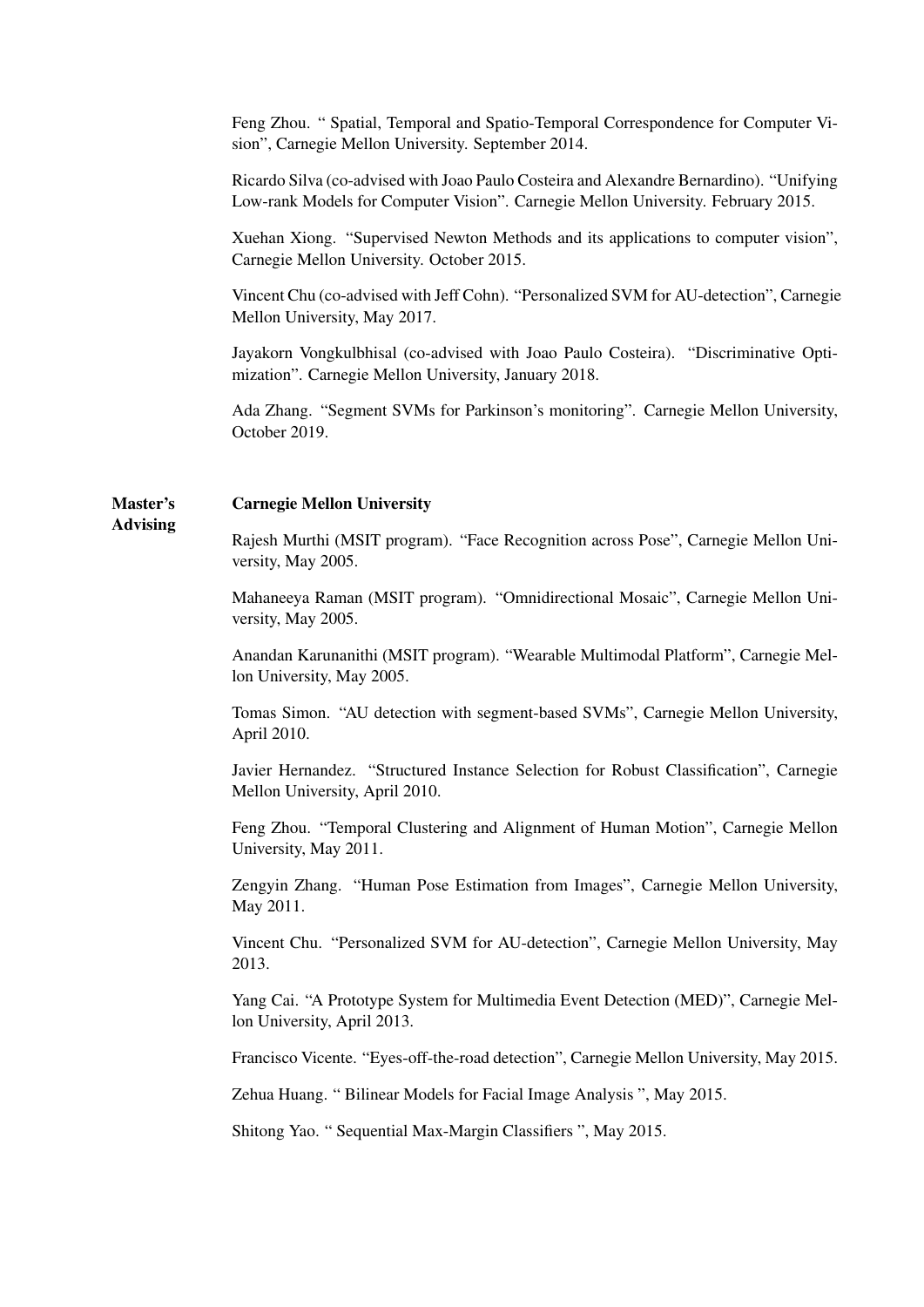Feng Zhou. " Spatial, Temporal and Spatio-Temporal Correspondence for Computer Vision", Carnegie Mellon University. September 2014.

Ricardo Silva (co-advised with Joao Paulo Costeira and Alexandre Bernardino). "Unifying Low-rank Models for Computer Vision". Carnegie Mellon University. February 2015.

Xuehan Xiong. "Supervised Newton Methods and its applications to computer vision", Carnegie Mellon University. October 2015.

Vincent Chu (co-advised with Jeff Cohn). "Personalized SVM for AU-detection", Carnegie Mellon University, May 2017.

Jayakorn Vongkulbhisal (co-advised with Joao Paulo Costeira). "Discriminative Optimization". Carnegie Mellon University, January 2018.

Ada Zhang. "Segment SVMs for Parkinson's monitoring". Carnegie Mellon University, October 2019.

**Master's Advising**

**Carnegie Mellon University**

Rajesh Murthi (MSIT program). "Face Recognition across Pose", Carnegie Mellon University, May 2005.

Mahaneeya Raman (MSIT program). "Omnidirectional Mosaic", Carnegie Mellon University, May 2005.

Anandan Karunanithi (MSIT program). "Wearable Multimodal Platform", Carnegie Mellon University, May 2005.

Tomas Simon. "AU detection with segment-based SVMs", Carnegie Mellon University, April 2010.

Javier Hernandez. "Structured Instance Selection for Robust Classification", Carnegie Mellon University, April 2010.

Feng Zhou. "Temporal Clustering and Alignment of Human Motion", Carnegie Mellon University, May 2011.

Zengyin Zhang. "Human Pose Estimation from Images", Carnegie Mellon University, May 2011.

Vincent Chu. "Personalized SVM for AU-detection", Carnegie Mellon University, May 2013.

Yang Cai. "A Prototype System for Multimedia Event Detection (MED)", Carnegie Mellon University, April 2013.

Francisco Vicente. "Eyes-off-the-road detection", Carnegie Mellon University, May 2015.

Zehua Huang. " Bilinear Models for Facial Image Analysis ", May 2015.

Shitong Yao. " Sequential Max-Margin Classifiers ", May 2015.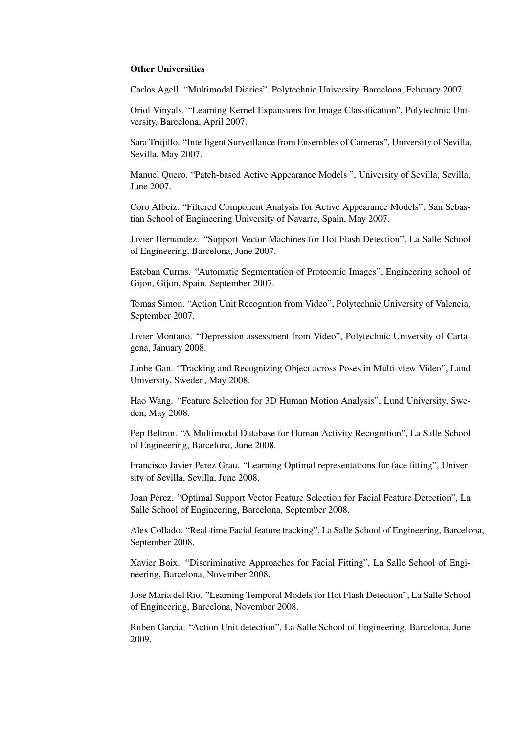**Other Universities**

Carlos Agell. “Multimodal Diaries”, Polytechnic University, Barcelona, February 2007.

Oriol Vinyals. “Learning Kernel Expansions for Image Classification”, Polytechnic University, Barcelona, April 2007.

Sara Trujillo. “Intelligent Surveillance from Ensembles of Cameras”, University of Sevilla, Sevilla, May 2007.

Manuel Quero. “Patch-based Active Appearance Models ”, University of Sevilla, Sevilla, June 2007.

Coro Albeiz. “Filtered Component Analysis for Active Appearance Models”. San Sebastian School of Engineering University of Navarre, Spain, May 2007.

Javier Hernandez. “Support Vector Machines for Hot Flash Detection”, La Salle School of Engineering, Barcelona, June 2007.

Esteban Curras. “Automatic Segmentation of Proteomic Images”, Engineering school of Gijon, Gijon, Spain. September 2007.

Tomas Simon. “Action Unit Recogntion from Video”, Polytechnic University of Valencia, September 2007.

Javier Montano. “Depression assessment from Video”, Polytechnic University of Cartagena, January 2008.

Junhe Gan. “Tracking and Recognizing Object across Poses in Multi-view Video”, Lund University, Sweden, May 2008.

Hao Wang. “Feature Selection for 3D Human Motion Analysis”, Lund University, Sweden, May 2008.

Pep Beltran. “A Multimodal Database for Human Activity Recognition”, La Salle School of Engineering, Barcelona, June 2008.

Francisco Javier Perez Grau. “Learning Optimal representations for face fitting”, University of Sevilla, Sevilla, June 2008.

Joan Perez. “Optimal Support Vector Feature Selection for Facial Feature Detection”, La Salle School of Engineering, Barcelona, September 2008.

Alex Collado. “Real-time Facial feature tracking”, La Salle School of Engineering, Barcelona, September 2008.

Xavier Boix. “Discriminative Approaches for Facial Fitting”, La Salle School of Engineering, Barcelona, November 2008.

Jose Maria del Rio. "Learning Temporal Models for Hot Flash Detection”, La Salle School of Engineering, Barcelona, November 2008.

Ruben Garcia. “Action Unit detection”, La Salle School of Engineering, Barcelona, June 2009.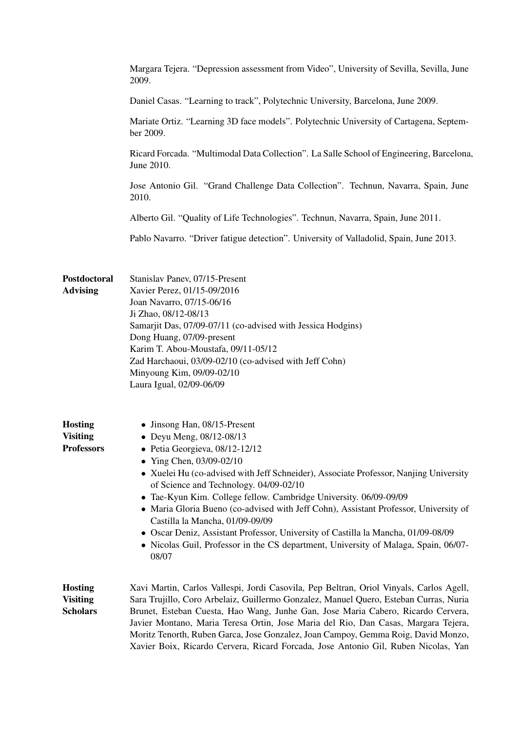Margara Tejera. "Depression assessment from Video", University of Sevilla, Sevilla, June 2009.

Daniel Casas. "Learning to track", Polytechnic University, Barcelona, June 2009.

Mariate Ortiz. "Learning 3D face models". Polytechnic University of Cartagena, September 2009.

Ricard Forcada. "Multimodal Data Collection". La Salle School of Engineering, Barcelona, June 2010.

Jose Antonio Gil. "Grand Challenge Data Collection". Technun, Navarra, Spain, June 2010.

Alberto Gil. "Quality of Life Technologies". Technun, Navarra, Spain, June 2011.

Pablo Navarro. "Driver fatigue detection". University of Valladolid, Spain, June 2013.

**Postdoctoral Advising**

Stanislav Panev, 07/15-Present
Xavier Perez, 01/15-09/2016
Joan Navarro, 07/15-06/16
Ji Zhao, 08/12-08/13
Samarjit Das, 07/09-07/11 (co-advised with Jessica Hodgins)
Dong Huang, 07/09-present
Karim T. Abou-Moustafa, 09/11-05/12
Zad Harchaoui, 03/09-02/10 (co-advised with Jeff Cohn)
Minyoung Kim, 09/09-02/10
Laura Igual, 02/09-06/09

**Hosting Visiting Professors**

- Jinsong Han, 08/15-Present
- Deyu Meng, 08/12-08/13
- Petia Georgieva, 08/12-12/12
- Ying Chen, 03/09-02/10
- Xuelei Hu (co-advised with Jeff Schneider), Associate Professor, Nanjing University of Science and Technology. 04/09-02/10
- Tae-Kyun Kim. College fellow. Cambridge University. 06/09-09/09
- Maria Gloria Bueno (co-advised with Jeff Cohn), Assistant Professor, University of Castilla la Mancha, 01/09-09/09
- Oscar Deniz, Assistant Professor, University of Castilla la Mancha, 01/09-08/09
- Nicolas Guil, Professor in the CS department, University of Malaga, Spain, 06/07-08/07

**Hosting Visiting Scholars**

Xavi Martin, Carlos Vallespi, Jordi Casovila, Pep Beltran, Oriol Vinyals, Carlos Agell, Sara Trujillo, Coro Arbelaiz, Guillermo Gonzalez, Manuel Quero, Esteban Curras, Nuria Brunet, Esteban Cuesta, Hao Wang, Junhe Gan, Jose Maria Cabero, Ricardo Cervera, Javier Montano, Maria Teresa Ortin, Jose Maria del Rio, Dan Casas, Margara Tejera, Moritz Tenorth, Ruben Garca, Jose Gonzalez, Joan Campoy, Gemma Roig, David Monzo, Xavier Boix, Ricardo Cervera, Ricard Forcada, Jose Antonio Gil, Ruben Nicolas, Yan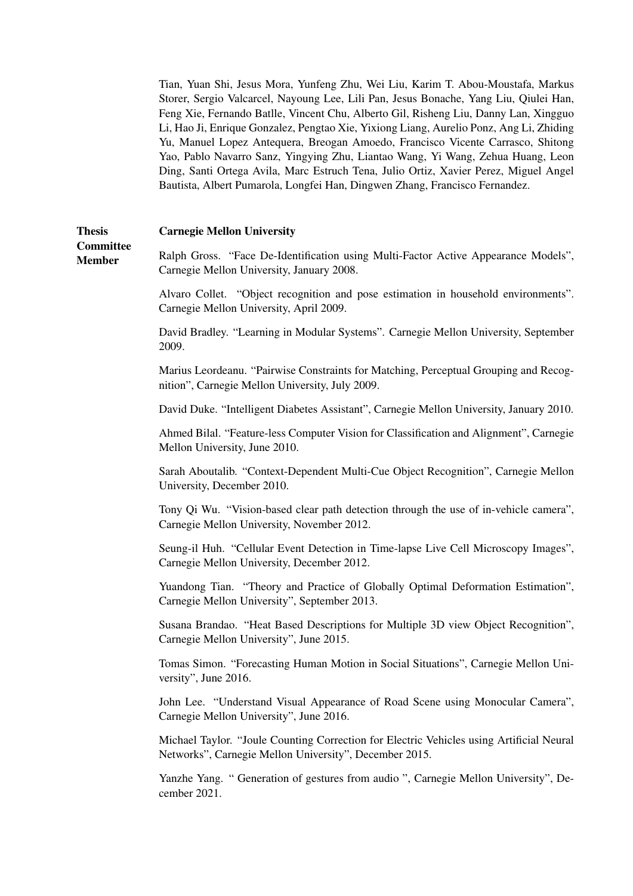Tian, Yuan Shi, Jesus Mora, Yunfeng Zhu, Wei Liu, Karim T. Abou-Moustafa, Markus Storer, Sergio Valcarcel, Nayoung Lee, Lili Pan, Jesus Bonache, Yang Liu, Qiulei Han, Feng Xie, Fernando Batlle, Vincent Chu, Alberto Gil, Risheng Liu, Danny Lan, Xingguo Li, Hao Ji, Enrique Gonzalez, Pengtao Xie, Yixiong Liang, Aurelio Ponz, Ang Li, Zhiding Yu, Manuel Lopez Antequera, Breogan Amoedo, Francisco Vicente Carrasco, Shitong Yao, Pablo Navarro Sanz, Yingying Zhu, Liantao Wang, Yi Wang, Zehua Huang, Leon Ding, Santi Ortega Avila, Marc Estruch Tena, Julio Ortiz, Xavier Perez, Miguel Angel Bautista, Albert Pumarola, Longfei Han, Dingwen Zhang, Francisco Fernandez.

**Thesis Committee Member**

**Carnegie Mellon University**

Ralph Gross. "Face De-Identification using Multi-Factor Active Appearance Models", Carnegie Mellon University, January 2008.

Alvaro Collet. "Object recognition and pose estimation in household environments". Carnegie Mellon University, April 2009.

David Bradley. "Learning in Modular Systems". Carnegie Mellon University, September 2009.

Marius Leordeanu. "Pairwise Constraints for Matching, Perceptual Grouping and Recognition", Carnegie Mellon University, July 2009.

David Duke. "Intelligent Diabetes Assistant", Carnegie Mellon University, January 2010.

Ahmed Bilal. "Feature-less Computer Vision for Classification and Alignment", Carnegie Mellon University, June 2010.

Sarah Aboutalib. "Context-Dependent Multi-Cue Object Recognition", Carnegie Mellon University, December 2010.

Tony Qi Wu. "Vision-based clear path detection through the use of in-vehicle camera", Carnegie Mellon University, November 2012.

Seung-il Huh. "Cellular Event Detection in Time-lapse Live Cell Microscopy Images", Carnegie Mellon University, December 2012.

Yuandong Tian. "Theory and Practice of Globally Optimal Deformation Estimation", Carnegie Mellon University", September 2013.

Susana Brandao. "Heat Based Descriptions for Multiple 3D view Object Recognition", Carnegie Mellon University", June 2015.

Tomas Simon. "Forecasting Human Motion in Social Situations", Carnegie Mellon University", June 2016.

John Lee. "Understand Visual Appearance of Road Scene using Monocular Camera", Carnegie Mellon University", June 2016.

Michael Taylor. "Joule Counting Correction for Electric Vehicles using Artificial Neural Networks", Carnegie Mellon University", December 2015.

Yanzhe Yang. " Generation of gestures from audio ", Carnegie Mellon University", December 2021.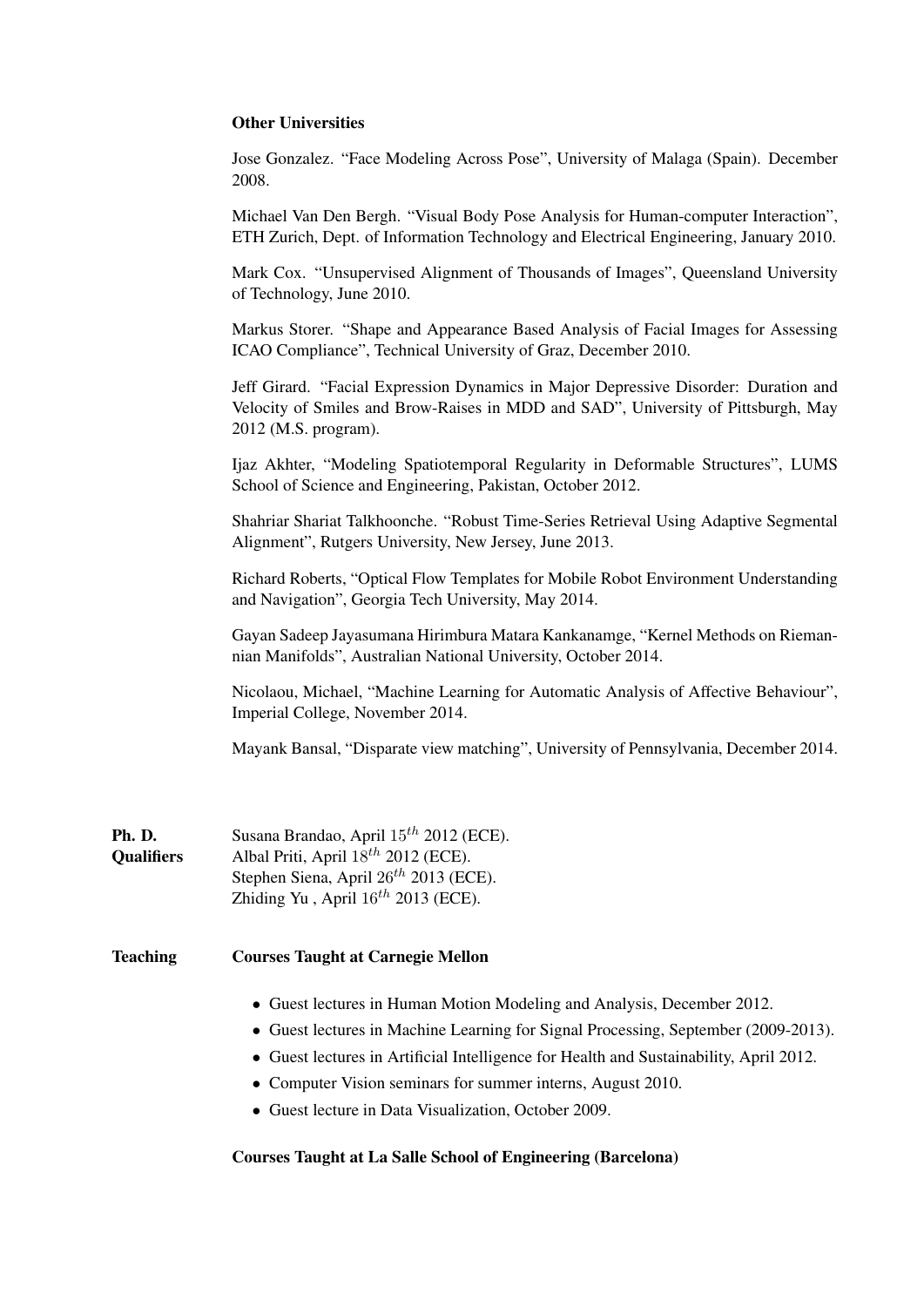**Other Universities**

Jose Gonzalez. "Face Modeling Across Pose", University of Malaga (Spain). December 2008.

Michael Van Den Bergh. "Visual Body Pose Analysis for Human-computer Interaction", ETH Zurich, Dept. of Information Technology and Electrical Engineering, January 2010.

Mark Cox. "Unsupervised Alignment of Thousands of Images", Queensland University of Technology, June 2010.

Markus Storer. "Shape and Appearance Based Analysis of Facial Images for Assessing ICAO Compliance", Technical University of Graz, December 2010.

Jeff Girard. "Facial Expression Dynamics in Major Depressive Disorder: Duration and Velocity of Smiles and Brow-Raises in MDD and SAD", University of Pittsburgh, May 2012 (M.S. program).

Ijaz Akhter, "Modeling Spatiotemporal Regularity in Deformable Structures", LUMS School of Science and Engineering, Pakistan, October 2012.

Shahriar Shariat Talkhoonche. "Robust Time-Series Retrieval Using Adaptive Segmental Alignment", Rutgers University, New Jersey, June 2013.

Richard Roberts, "Optical Flow Templates for Mobile Robot Environment Understanding and Navigation", Georgia Tech University, May 2014.

Gayan Sadeep Jayasumana Hirimbura Matara Kankanamge, "Kernel Methods on Riemannian Manifolds", Australian National University, October 2014.

Nicolaou, Michael, "Machine Learning for Automatic Analysis of Affective Behaviour", Imperial College, November 2014.

Mayank Bansal, "Disparate view matching", University of Pennsylvania, December 2014.

**Ph. D. Qualifiers**

Susana Brandao, April $15^{th}$ 2012 (ECE).
Albal Priti, April $18^{th}$ 2012 (ECE).
Stephen Siena, April $26^{th}$ 2013 (ECE).
Zhiding Yu , April $16^{th}$ 2013 (ECE).

**Teaching**

**Courses Taught at Carnegie Mellon**

- Guest lectures in Human Motion Modeling and Analysis, December 2012.
- Guest lectures in Machine Learning for Signal Processing, September (2009-2013).
- Guest lectures in Artificial Intelligence for Health and Sustainability, April 2012.
- Computer Vision seminars for summer interns, August 2010.
- Guest lecture in Data Visualization, October 2009.

**Courses Taught at La Salle School of Engineering (Barcelona)**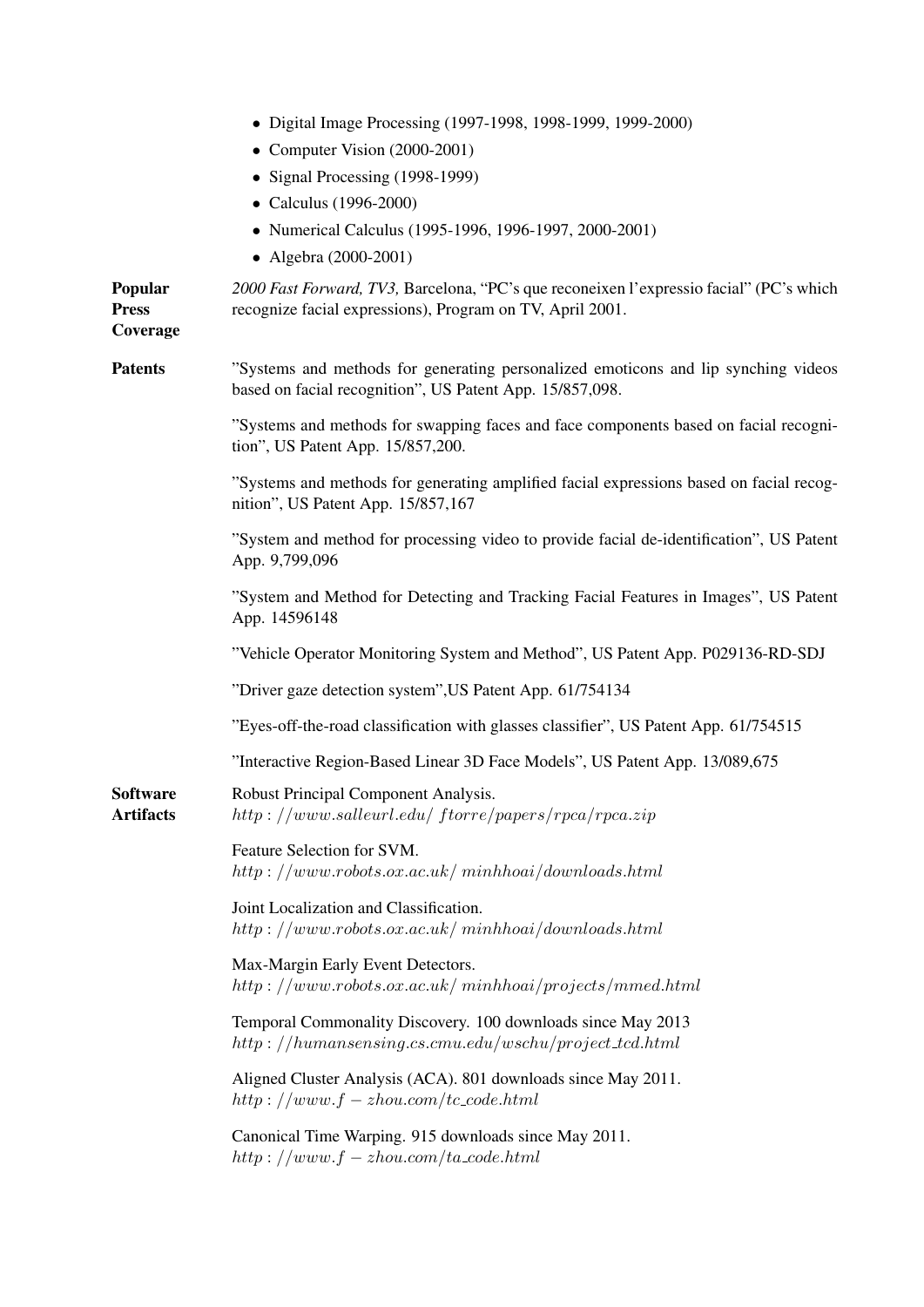- Digital Image Processing (1997-1998, 1998-1999, 1999-2000)
- Computer Vision (2000-2001)
- Signal Processing (1998-1999)
- Calculus (1996-2000)
- Numerical Calculus (1995-1996, 1996-1997, 2000-2001)
- Algebra (2000-2001)

**Popular Press Coverage**

*2000 Fast Forward, TV3,* Barcelona, "PC's que reconeixen l'expressio facial" (PC's which recognize facial expressions), Program on TV, April 2001.

**Patents**

"Systems and methods for generating personalized emoticons and lip synching videos based on facial recognition", US Patent App. 15/857,098.

"Systems and methods for swapping faces and face components based on facial recognition", US Patent App. 15/857,200.

"Systems and methods for generating amplified facial expressions based on facial recognition", US Patent App. 15/857,167

"System and method for processing video to provide facial de-identification", US Patent App. 9,799,096

"System and Method for Detecting and Tracking Facial Features in Images", US Patent App. 14596148

"Vehicle Operator Monitoring System and Method", US Patent App. P029136-RD-SDJ

"Driver gaze detection system",US Patent App. 61/754134

"Eyes-off-the-road classification with glasses classifier", US Patent App. 61/754515

"Interactive Region-Based Linear 3D Face Models", US Patent App. 13/089,675

**Software Artifacts**

Robust Principal Component Analysis.
http://www.salleurl.edu/ftorre/papers/rpca/rpca.zip

Feature Selection for SVM.
http://www.robots.ox.ac.uk/minhhoai/downloads.html

Joint Localization and Classification.
http://www.robots.ox.ac.uk/minhhoai/downloads.html

Max-Margin Early Event Detectors.
http://www.robots.ox.ac.uk/minhhoai/projects/mmed.html

Temporal Commonality Discovery. 100 downloads since May 2013
http://humansensing.cs.cmu.edu/wschu/project_tcd.html

Aligned Cluster Analysis (ACA). 801 downloads since May 2011.
http://www.f-zhou.com/tc_code.html

Canonical Time Warping. 915 downloads since May 2011.
http://www.f-zhou.com/ta_code.html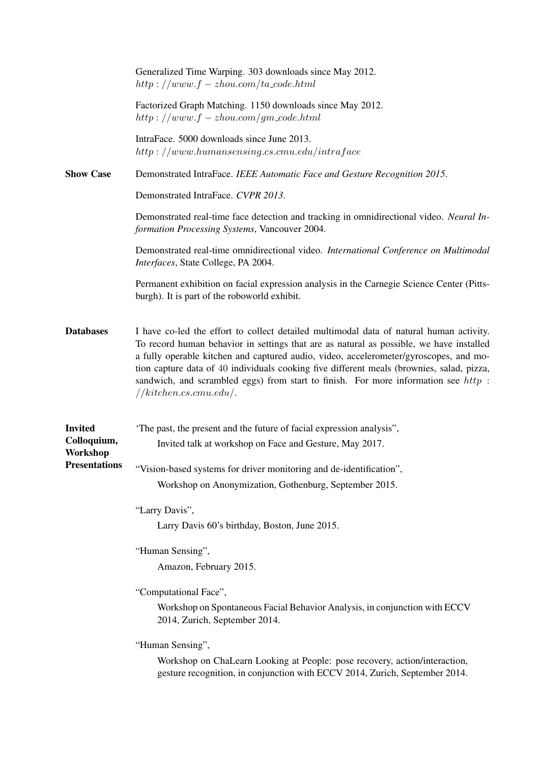Generalized Time Warping. 303 downloads since May 2012.
$http://www.f-zhou.com/ta\_code.html$

Factorized Graph Matching. 1150 downloads since May 2012.
$http://www.f-zhou.com/gm\_code.html$

IntraFace. 5000 downloads since June 2013.
$http://www.humansensing.cs.cmu.edu/intraface$

**Show Case**

Demonstrated IntraFace. *IEEE Automatic Face and Gesture Recognition 2015*.

Demonstrated IntraFace. *CVPR 2013*.

Demonstrated real-time face detection and tracking in omnidirectional video. *Neural Information Processing Systems*, Vancouver 2004.

Demonstrated real-time omnidirectional video. *International Conference on Multimodal Interfaces*, State College, PA 2004.

Permanent exhibition on facial expression analysis in the Carnegie Science Center (Pittsburgh). It is part of the roboworld exhibit.

**Databases**

I have co-led the effort to collect detailed multimodal data of natural human activity. To record human behavior in settings that are as natural as possible, we have installed a fully operable kitchen and captured audio, video, accelerometer/gyroscopes, and motion capture data of 40 individuals cooking five different meals (brownies, salad, pizza, sandwich, and scrambled eggs) from start to finish. For more information see $http://kitchen.cs.cmu.edu/$.

**Invited Colloquium, Workshop Presentations**

'The past, the present and the future of facial expression analysis",
Invited talk at workshop on Face and Gesture, May 2017.

"Vision-based systems for driver monitoring and de-identification",
Workshop on Anonymization, Gothenburg, September 2015.

"Larry Davis",
Larry Davis 60's birthday, Boston, June 2015.

"Human Sensing",
Amazon, February 2015.

"Computational Face",
Workshop on Spontaneous Facial Behavior Analysis, in conjunction with ECCV 2014, Zurich, September 2014.

"Human Sensing",
Workshop on ChaLearn Looking at People: pose recovery, action/interaction, gesture recognition, in conjunction with ECCV 2014, Zurich, September 2014.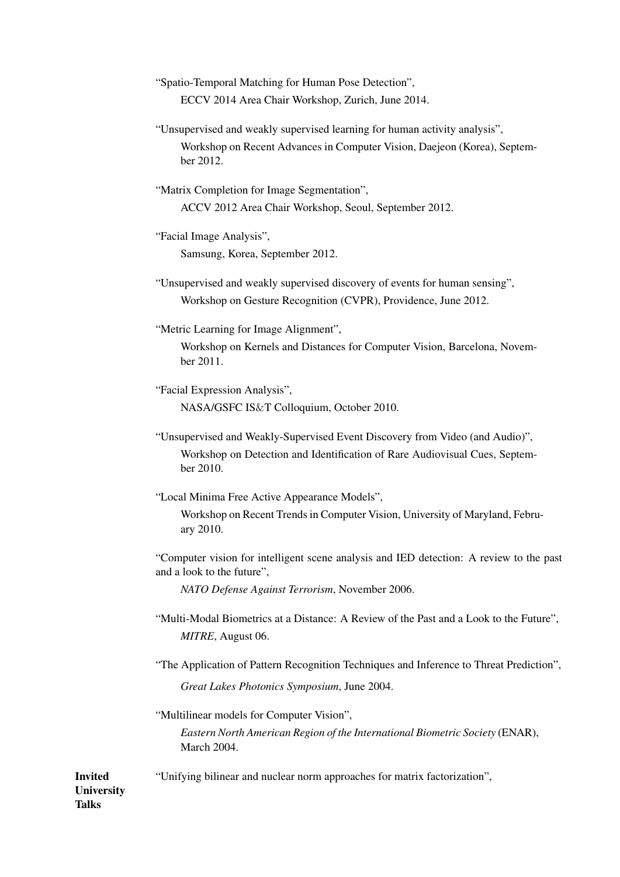"Spatio-Temporal Matching for Human Pose Detection",
ECCV 2014 Area Chair Workshop, Zurich, June 2014.

"Unsupervised and weakly supervised learning for human activity analysis",
Workshop on Recent Advances in Computer Vision, Daejeon (Korea), September 2012.

"Matrix Completion for Image Segmentation",
ACCV 2012 Area Chair Workshop, Seoul, September 2012.

"Facial Image Analysis",
Samsung, Korea, September 2012.

"Unsupervised and weakly supervised discovery of events for human sensing",
Workshop on Gesture Recognition (CVPR), Providence, June 2012.

"Metric Learning for Image Alignment",
Workshop on Kernels and Distances for Computer Vision, Barcelona, November 2011.

"Facial Expression Analysis",
NASA/GSFC IS&T Colloquium, October 2010.

"Unsupervised and Weakly-Supervised Event Discovery from Video (and Audio)",
Workshop on Detection and Identification of Rare Audiovisual Cues, September 2010.

"Local Minima Free Active Appearance Models",
Workshop on Recent Trends in Computer Vision, University of Maryland, February 2010.

"Computer vision for intelligent scene analysis and IED detection: A review to the past and a look to the future",
*NATO Defense Against Terrorism*, November 2006.

"Multi-Modal Biometrics at a Distance: A Review of the Past and a Look to the Future",
*MITRE*, August 06.

"The Application of Pattern Recognition Techniques and Inference to Threat Prediction",
*Great Lakes Photonics Symposium*, June 2004.

"Multilinear models for Computer Vision",
*Eastern North American Region of the International Biometric Society* (ENAR), March 2004.

**Invited University Talks**

"Unifying bilinear and nuclear norm approaches for matrix factorization",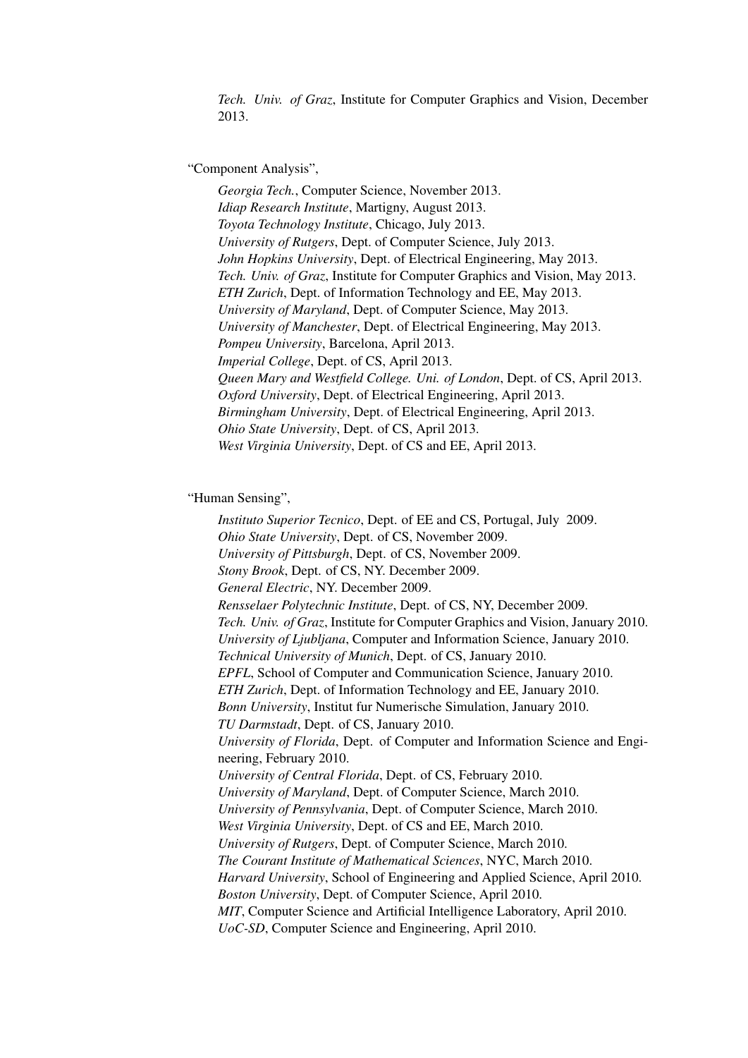*Tech. Univ. of Graz*, Institute for Computer Graphics and Vision, December 2013.

"Component Analysis",

*Georgia Tech.*, Computer Science, November 2013.
*Idiap Research Institute*, Martigny, August 2013.
*Toyota Technology Institute*, Chicago, July 2013.
*University of Rutgers*, Dept. of Computer Science, July 2013.
*John Hopkins University*, Dept. of Electrical Engineering, May 2013.
*Tech. Univ. of Graz*, Institute for Computer Graphics and Vision, May 2013.
*ETH Zurich*, Dept. of Information Technology and EE, May 2013.
*University of Maryland*, Dept. of Computer Science, May 2013.
*University of Manchester*, Dept. of Electrical Engineering, May 2013.
*Pompeu University*, Barcelona, April 2013.
*Imperial College*, Dept. of CS, April 2013.
*Queen Mary and Westfield College. Uni. of London*, Dept. of CS, April 2013.
*Oxford University*, Dept. of Electrical Engineering, April 2013.
*Birmingham University*, Dept. of Electrical Engineering, April 2013.
*Ohio State University*, Dept. of CS, April 2013.
*West Virginia University*, Dept. of CS and EE, April 2013.

"Human Sensing",

*Instituto Superior Tecnico*, Dept. of EE and CS, Portugal, July 2009.
*Ohio State University*, Dept. of CS, November 2009.
*University of Pittsburgh*, Dept. of CS, November 2009.
*Stony Brook*, Dept. of CS, NY. December 2009.
*General Electric*, NY. December 2009.
*Rensselaer Polytechnic Institute*, Dept. of CS, NY, December 2009.
*Tech. Univ. of Graz*, Institute for Computer Graphics and Vision, January 2010.
*University of Ljubljana*, Computer and Information Science, January 2010.
*Technical University of Munich*, Dept. of CS, January 2010.
*EPFL*, School of Computer and Communication Science, January 2010.
*ETH Zurich*, Dept. of Information Technology and EE, January 2010.
*Bonn University*, Institut fur Numerische Simulation, January 2010.
*TU Darmstadt*, Dept. of CS, January 2010.
*University of Florida*, Dept. of Computer and Information Science and Engineering, February 2010.
*University of Central Florida*, Dept. of CS, February 2010.
*University of Maryland*, Dept. of Computer Science, March 2010.
*University of Pennsylvania*, Dept. of Computer Science, March 2010.
*West Virginia University*, Dept. of CS and EE, March 2010.
*University of Rutgers*, Dept. of Computer Science, March 2010.
*The Courant Institute of Mathematical Sciences*, NYC, March 2010.
*Harvard University*, School of Engineering and Applied Science, April 2010.
*Boston University*, Dept. of Computer Science, April 2010.
*MIT*, Computer Science and Artificial Intelligence Laboratory, April 2010.
*UoC-SD*, Computer Science and Engineering, April 2010.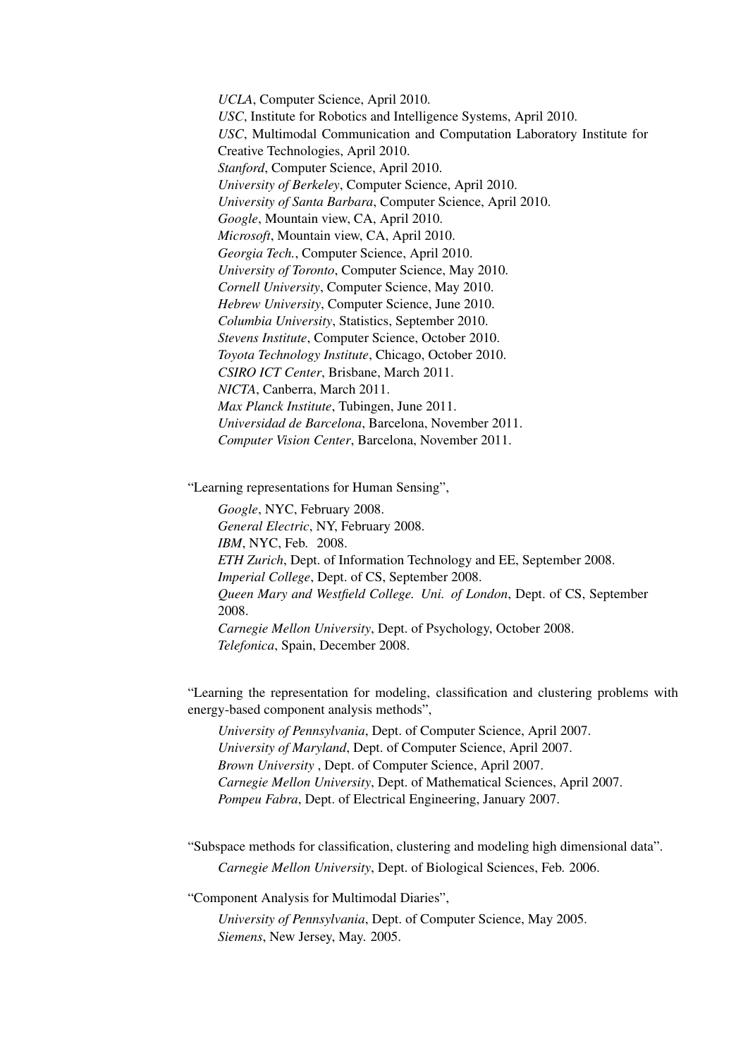*UCLA*, Computer Science, April 2010.
*USC*, Institute for Robotics and Intelligence Systems, April 2010.
*USC*, Multimodal Communication and Computation Laboratory Institute for Creative Technologies, April 2010.
*Stanford*, Computer Science, April 2010.
*University of Berkeley*, Computer Science, April 2010.
*University of Santa Barbara*, Computer Science, April 2010.
*Google*, Mountain view, CA, April 2010.
*Microsoft*, Mountain view, CA, April 2010.
*Georgia Tech.*, Computer Science, April 2010.
*University of Toronto*, Computer Science, May 2010.
*Cornell University*, Computer Science, May 2010.
*Hebrew University*, Computer Science, June 2010.
*Columbia University*, Statistics, September 2010.
*Stevens Institute*, Computer Science, October 2010.
*Toyota Technology Institute*, Chicago, October 2010.
*CSIRO ICT Center*, Brisbane, March 2011.
*NICTA*, Canberra, March 2011.
*Max Planck Institute*, Tubingen, June 2011.
*Universidad de Barcelona*, Barcelona, November 2011.
*Computer Vision Center*, Barcelona, November 2011.

"Learning representations for Human Sensing",

*Google*, NYC, February 2008.
*General Electric*, NY, February 2008.
*IBM*, NYC, Feb. 2008.
*ETH Zurich*, Dept. of Information Technology and EE, September 2008.
*Imperial College*, Dept. of CS, September 2008.
*Queen Mary and Westfield College. Uni. of London*, Dept. of CS, September 2008.
*Carnegie Mellon University*, Dept. of Psychology, October 2008.
*Telefonica*, Spain, December 2008.

"Learning the representation for modeling, classification and clustering problems with energy-based component analysis methods",

*University of Pennsylvania*, Dept. of Computer Science, April 2007.
*University of Maryland*, Dept. of Computer Science, April 2007.
*Brown University* , Dept. of Computer Science, April 2007.
*Carnegie Mellon University*, Dept. of Mathematical Sciences, April 2007.
*Pompeu Fabra*, Dept. of Electrical Engineering, January 2007.

"Subspace methods for classification, clustering and modeling high dimensional data".

*Carnegie Mellon University*, Dept. of Biological Sciences, Feb. 2006.

"Component Analysis for Multimodal Diaries",

*University of Pennsylvania*, Dept. of Computer Science, May 2005.
*Siemens*, New Jersey, May. 2005.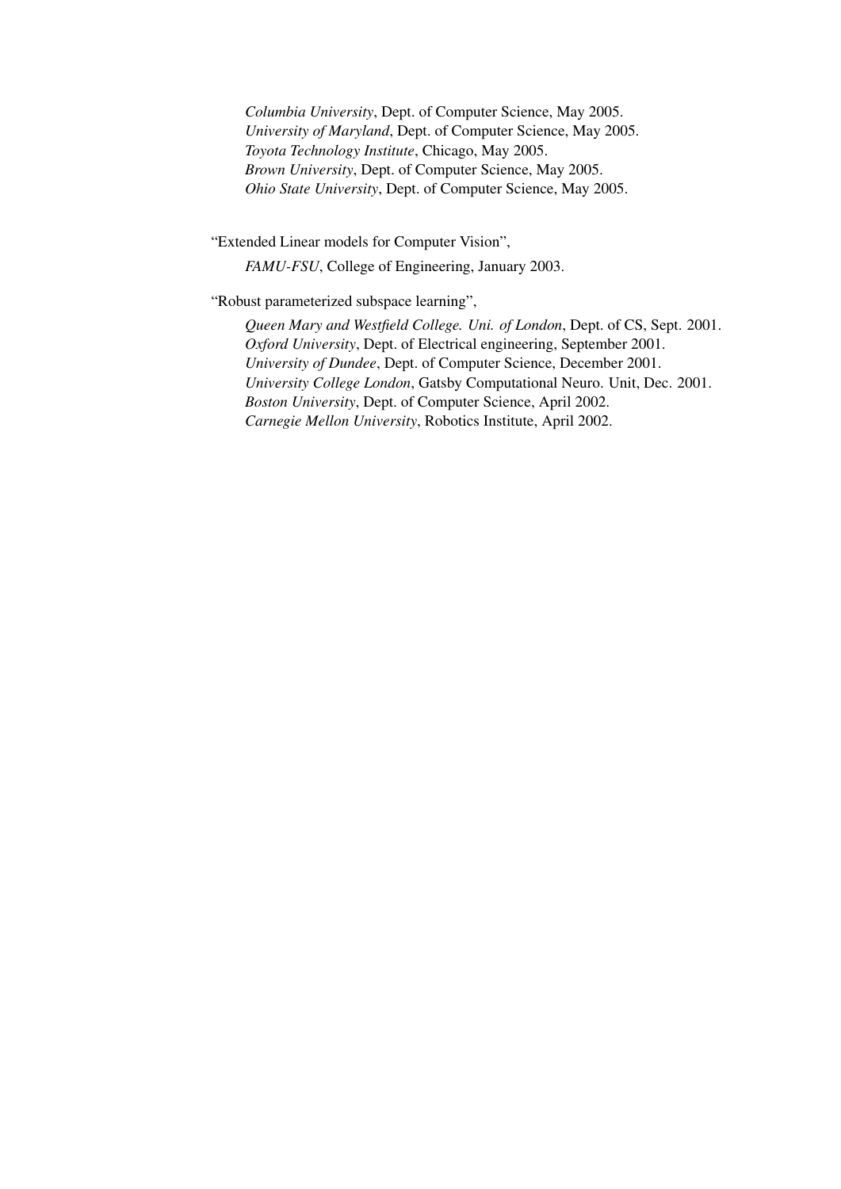*Columbia University*, Dept. of Computer Science, May 2005.
*University of Maryland*, Dept. of Computer Science, May 2005.
*Toyota Technology Institute*, Chicago, May 2005.
*Brown University*, Dept. of Computer Science, May 2005.
*Ohio State University*, Dept. of Computer Science, May 2005.

"Extended Linear models for Computer Vision",

*FAMU-FSU*, College of Engineering, January 2003.

"Robust parameterized subspace learning",

*Queen Mary and Westfield College. Uni. of London*, Dept. of CS, Sept. 2001.
*Oxford University*, Dept. of Electrical engineering, September 2001.
*University of Dundee*, Dept. of Computer Science, December 2001.
*University College London*, Gatsby Computational Neuro. Unit, Dec. 2001.
*Boston University*, Dept. of Computer Science, April 2002.
*Carnegie Mellon University*, Robotics Institute, April 2002.